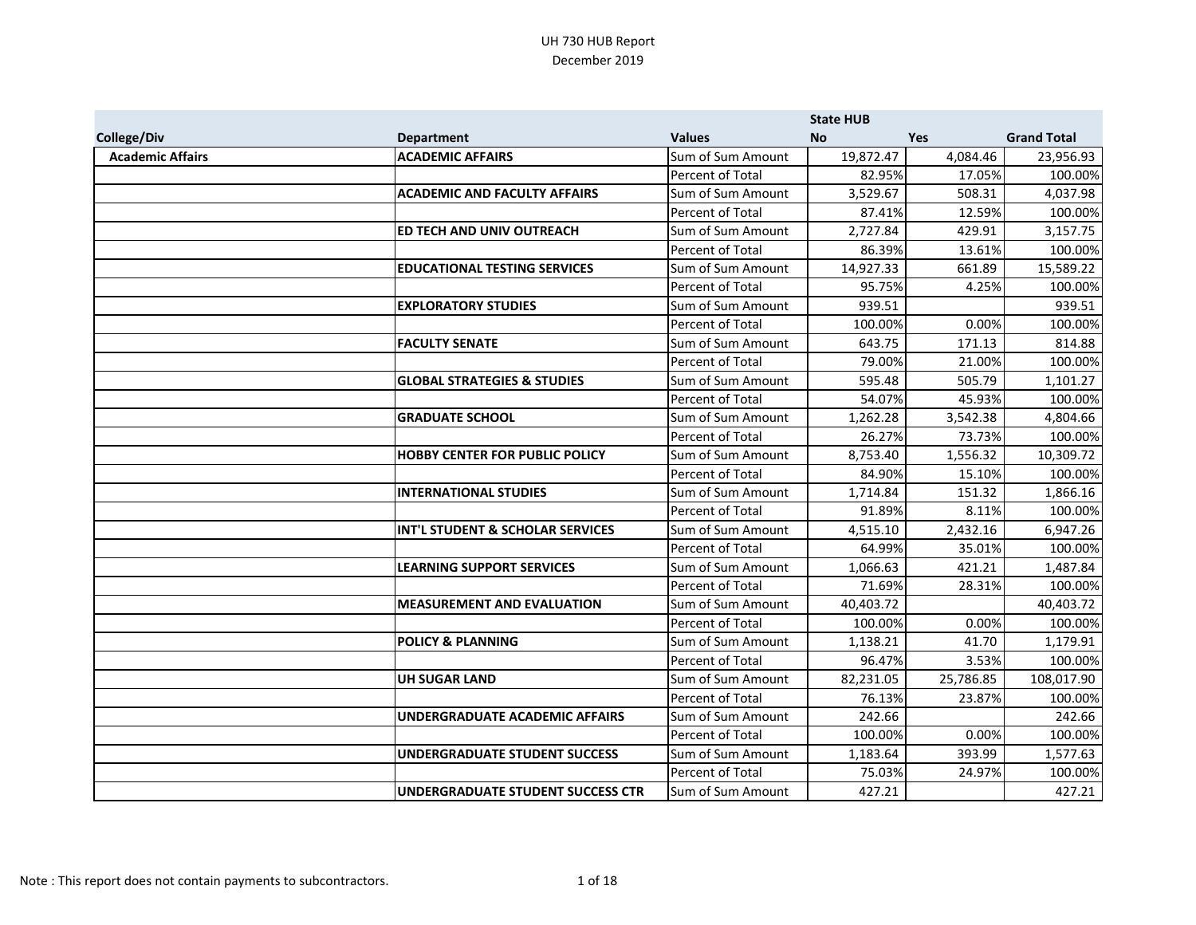UH 730 HUB Report
December 2019

| | | | State HUB | | |
|---|---|---|---|---|---|
| **College/Div** | **Department** | **Values** | **No** | **Yes** | **Grand Total** |
| **Academic Affairs** | **ACADEMIC AFFAIRS** | Sum of Sum Amount | 19,872.47 | 4,084.46 | 23,956.93 |
| | | Percent of Total | 82.95% | 17.05% | 100.00% |
| | **ACADEMIC AND FACULTY AFFAIRS** | Sum of Sum Amount | 3,529.67 | 508.31 | 4,037.98 |
| | | Percent of Total | 87.41% | 12.59% | 100.00% |
| | **ED TECH AND UNIV OUTREACH** | Sum of Sum Amount | 2,727.84 | 429.91 | 3,157.75 |
| | | Percent of Total | 86.39% | 13.61% | 100.00% |
| | **EDUCATIONAL TESTING SERVICES** | Sum of Sum Amount | 14,927.33 | 661.89 | 15,589.22 |
| | | Percent of Total | 95.75% | 4.25% | 100.00% |
| | **EXPLORATORY STUDIES** | Sum of Sum Amount | 939.51 | | 939.51 |
| | | Percent of Total | 100.00% | 0.00% | 100.00% |
| | **FACULTY SENATE** | Sum of Sum Amount | 643.75 | 171.13 | 814.88 |
| | | Percent of Total | 79.00% | 21.00% | 100.00% |
| | **GLOBAL STRATEGIES & STUDIES** | Sum of Sum Amount | 595.48 | 505.79 | 1,101.27 |
| | | Percent of Total | 54.07% | 45.93% | 100.00% |
| | **GRADUATE SCHOOL** | Sum of Sum Amount | 1,262.28 | 3,542.38 | 4,804.66 |
| | | Percent of Total | 26.27% | 73.73% | 100.00% |
| | **HOBBY CENTER FOR PUBLIC POLICY** | Sum of Sum Amount | 8,753.40 | 1,556.32 | 10,309.72 |
| | | Percent of Total | 84.90% | 15.10% | 100.00% |
| | **INTERNATIONAL STUDIES** | Sum of Sum Amount | 1,714.84 | 151.32 | 1,866.16 |
| | | Percent of Total | 91.89% | 8.11% | 100.00% |
| | **INT'L STUDENT & SCHOLAR SERVICES** | Sum of Sum Amount | 4,515.10 | 2,432.16 | 6,947.26 |
| | | Percent of Total | 64.99% | 35.01% | 100.00% |
| | **LEARNING SUPPORT SERVICES** | Sum of Sum Amount | 1,066.63 | 421.21 | 1,487.84 |
| | | Percent of Total | 71.69% | 28.31% | 100.00% |
| | **MEASUREMENT AND EVALUATION** | Sum of Sum Amount | 40,403.72 | | 40,403.72 |
| | | Percent of Total | 100.00% | 0.00% | 100.00% |
| | **POLICY & PLANNING** | Sum of Sum Amount | 1,138.21 | 41.70 | 1,179.91 |
| | | Percent of Total | 96.47% | 3.53% | 100.00% |
| | **UH SUGAR LAND** | Sum of Sum Amount | 82,231.05 | 25,786.85 | 108,017.90 |
| | | Percent of Total | 76.13% | 23.87% | 100.00% |
| | **UNDERGRADUATE ACADEMIC AFFAIRS** | Sum of Sum Amount | 242.66 | | 242.66 |
| | | Percent of Total | 100.00% | 0.00% | 100.00% |
| | **UNDERGRADUATE STUDENT SUCCESS** | Sum of Sum Amount | 1,183.64 | 393.99 | 1,577.63 |
| | | Percent of Total | 75.03% | 24.97% | 100.00% |
| | **UNDERGRADUATE STUDENT SUCCESS CTR** | Sum of Sum Amount | 427.21 | | 427.21 |

Note : This report does not contain payments to subcontractors.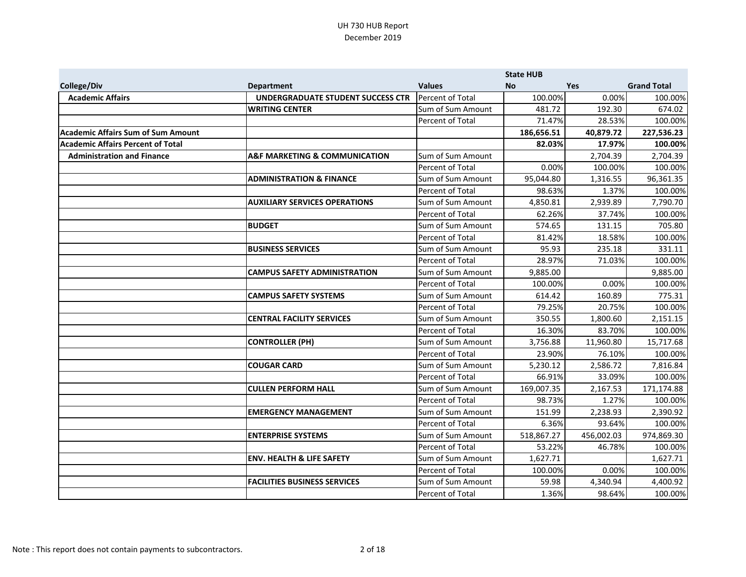UH 730 HUB Report
December 2019

| | | | State HUB | | |
|---|---|---|---|---|---|
| **College/Div** | **Department** | **Values** | **No** | **Yes** | **Grand Total** |
| **Academic Affairs** | **UNDERGRADUATE STUDENT SUCCESS CTR** | Percent of Total | 100.00% | 0.00% | 100.00% |
| | **WRITING CENTER** | Sum of Sum Amount | 481.72 | 192.30 | 674.02 |
| | | Percent of Total | 71.47% | 28.53% | 100.00% |
| **Academic Affairs Sum of Sum Amount** | | | **186,656.51** | **40,879.72** | **227,536.23** |
| **Academic Affairs Percent of Total** | | | **82.03%** | **17.97%** | **100.00%** |
| **Administration and Finance** | **A&F MARKETING & COMMUNICATION** | Sum of Sum Amount | | 2,704.39 | 2,704.39 |
| | | Percent of Total | 0.00% | 100.00% | 100.00% |
| | **ADMINISTRATION & FINANCE** | Sum of Sum Amount | 95,044.80 | 1,316.55 | 96,361.35 |
| | | Percent of Total | 98.63% | 1.37% | 100.00% |
| | **AUXILIARY SERVICES OPERATIONS** | Sum of Sum Amount | 4,850.81 | 2,939.89 | 7,790.70 |
| | | Percent of Total | 62.26% | 37.74% | 100.00% |
| | **BUDGET** | Sum of Sum Amount | 574.65 | 131.15 | 705.80 |
| | | Percent of Total | 81.42% | 18.58% | 100.00% |
| | **BUSINESS SERVICES** | Sum of Sum Amount | 95.93 | 235.18 | 331.11 |
| | | Percent of Total | 28.97% | 71.03% | 100.00% |
| | **CAMPUS SAFETY ADMINISTRATION** | Sum of Sum Amount | 9,885.00 | | 9,885.00 |
| | | Percent of Total | 100.00% | 0.00% | 100.00% |
| | **CAMPUS SAFETY SYSTEMS** | Sum of Sum Amount | 614.42 | 160.89 | 775.31 |
| | | Percent of Total | 79.25% | 20.75% | 100.00% |
| | **CENTRAL FACILITY SERVICES** | Sum of Sum Amount | 350.55 | 1,800.60 | 2,151.15 |
| | | Percent of Total | 16.30% | 83.70% | 100.00% |
| | **CONTROLLER (PH)** | Sum of Sum Amount | 3,756.88 | 11,960.80 | 15,717.68 |
| | | Percent of Total | 23.90% | 76.10% | 100.00% |
| | **COUGAR CARD** | Sum of Sum Amount | 5,230.12 | 2,586.72 | 7,816.84 |
| | | Percent of Total | 66.91% | 33.09% | 100.00% |
| | **CULLEN PERFORM HALL** | Sum of Sum Amount | 169,007.35 | 2,167.53 | 171,174.88 |
| | | Percent of Total | 98.73% | 1.27% | 100.00% |
| | **EMERGENCY MANAGEMENT** | Sum of Sum Amount | 151.99 | 2,238.93 | 2,390.92 |
| | | Percent of Total | 6.36% | 93.64% | 100.00% |
| | **ENTERPRISE SYSTEMS** | Sum of Sum Amount | 518,867.27 | 456,002.03 | 974,869.30 |
| | | Percent of Total | 53.22% | 46.78% | 100.00% |
| | **ENV. HEALTH & LIFE SAFETY** | Sum of Sum Amount | 1,627.71 | | 1,627.71 |
| | | Percent of Total | 100.00% | 0.00% | 100.00% |
| | **FACILITIES BUSINESS SERVICES** | Sum of Sum Amount | 59.98 | 4,340.94 | 4,400.92 |
| | | Percent of Total | 1.36% | 98.64% | 100.00% |

Note : This report does not contain payments to subcontractors.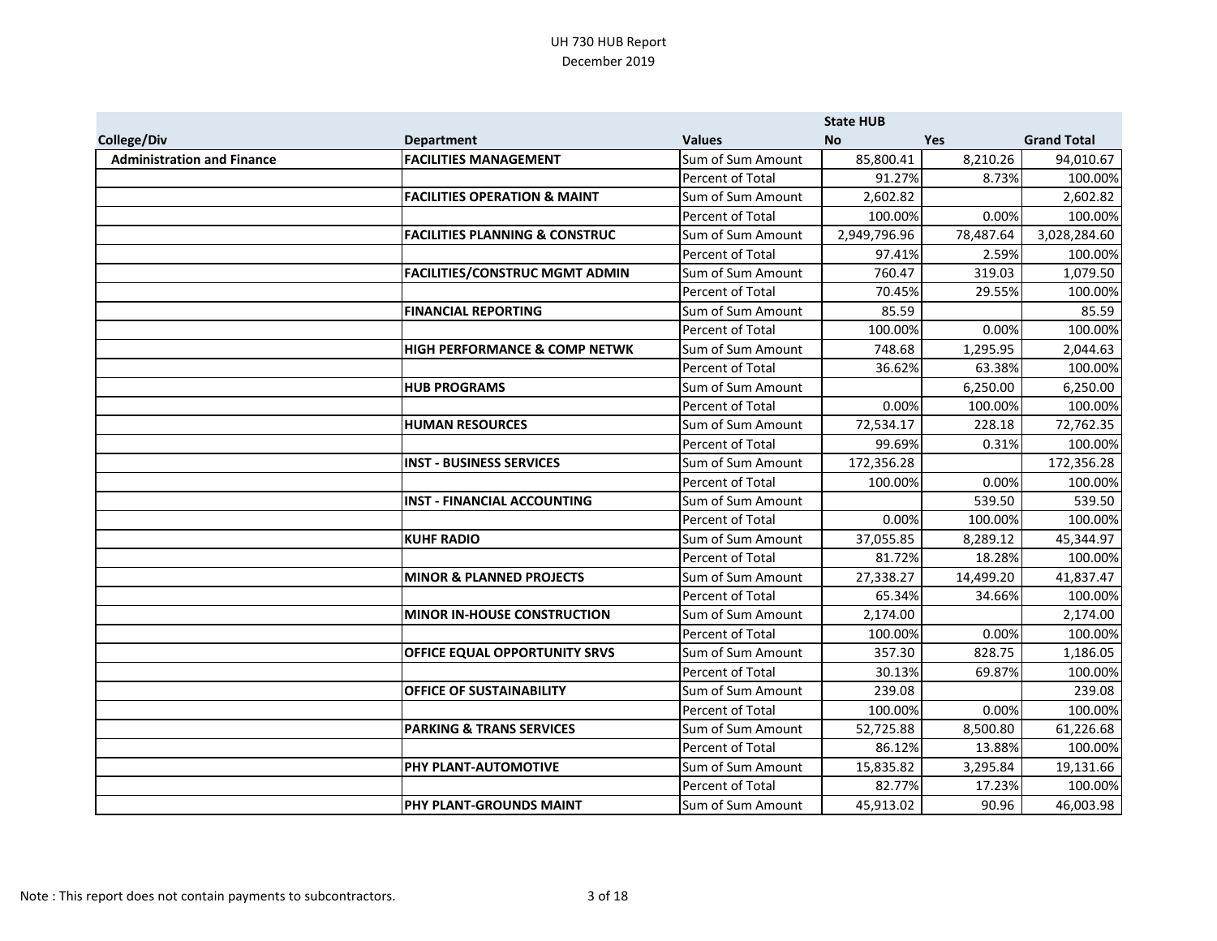UH 730 HUB Report
December 2019

| | | | State HUB | | |
|---|---|---|---|---|---|
| **College/Div** | **Department** | **Values** | **No** | **Yes** | **Grand Total** |
| **Administration and Finance** | **FACILITIES MANAGEMENT** | Sum of Sum Amount | 85,800.41 | 8,210.26 | 94,010.67 |
| | | Percent of Total | 91.27% | 8.73% | 100.00% |
| | **FACILITIES OPERATION & MAINT** | Sum of Sum Amount | 2,602.82 | | 2,602.82 |
| | | Percent of Total | 100.00% | 0.00% | 100.00% |
| | **FACILITIES PLANNING & CONSTRUC** | Sum of Sum Amount | 2,949,796.96 | 78,487.64 | 3,028,284.60 |
| | | Percent of Total | 97.41% | 2.59% | 100.00% |
| | **FACILITIES/CONSTRUC MGMT ADMIN** | Sum of Sum Amount | 760.47 | 319.03 | 1,079.50 |
| | | Percent of Total | 70.45% | 29.55% | 100.00% |
| | **FINANCIAL REPORTING** | Sum of Sum Amount | 85.59 | | 85.59 |
| | | Percent of Total | 100.00% | 0.00% | 100.00% |
| | **HIGH PERFORMANCE & COMP NETWK** | Sum of Sum Amount | 748.68 | 1,295.95 | 2,044.63 |
| | | Percent of Total | 36.62% | 63.38% | 100.00% |
| | **HUB PROGRAMS** | Sum of Sum Amount | | 6,250.00 | 6,250.00 |
| | | Percent of Total | 0.00% | 100.00% | 100.00% |
| | **HUMAN RESOURCES** | Sum of Sum Amount | 72,534.17 | 228.18 | 72,762.35 |
| | | Percent of Total | 99.69% | 0.31% | 100.00% |
| | **INST - BUSINESS SERVICES** | Sum of Sum Amount | 172,356.28 | | 172,356.28 |
| | | Percent of Total | 100.00% | 0.00% | 100.00% |
| | **INST - FINANCIAL ACCOUNTING** | Sum of Sum Amount | | 539.50 | 539.50 |
| | | Percent of Total | 0.00% | 100.00% | 100.00% |
| | **KUHF RADIO** | Sum of Sum Amount | 37,055.85 | 8,289.12 | 45,344.97 |
| | | Percent of Total | 81.72% | 18.28% | 100.00% |
| | **MINOR & PLANNED PROJECTS** | Sum of Sum Amount | 27,338.27 | 14,499.20 | 41,837.47 |
| | | Percent of Total | 65.34% | 34.66% | 100.00% |
| | **MINOR IN-HOUSE CONSTRUCTION** | Sum of Sum Amount | 2,174.00 | | 2,174.00 |
| | | Percent of Total | 100.00% | 0.00% | 100.00% |
| | **OFFICE EQUAL OPPORTUNITY SRVS** | Sum of Sum Amount | 357.30 | 828.75 | 1,186.05 |
| | | Percent of Total | 30.13% | 69.87% | 100.00% |
| | **OFFICE OF SUSTAINABILITY** | Sum of Sum Amount | 239.08 | | 239.08 |
| | | Percent of Total | 100.00% | 0.00% | 100.00% |
| | **PARKING & TRANS SERVICES** | Sum of Sum Amount | 52,725.88 | 8,500.80 | 61,226.68 |
| | | Percent of Total | 86.12% | 13.88% | 100.00% |
| | **PHY PLANT-AUTOMOTIVE** | Sum of Sum Amount | 15,835.82 | 3,295.84 | 19,131.66 |
| | | Percent of Total | 82.77% | 17.23% | 100.00% |
| | **PHY PLANT-GROUNDS MAINT** | Sum of Sum Amount | 45,913.02 | 90.96 | 46,003.98 |

Note : This report does not contain payments to subcontractors.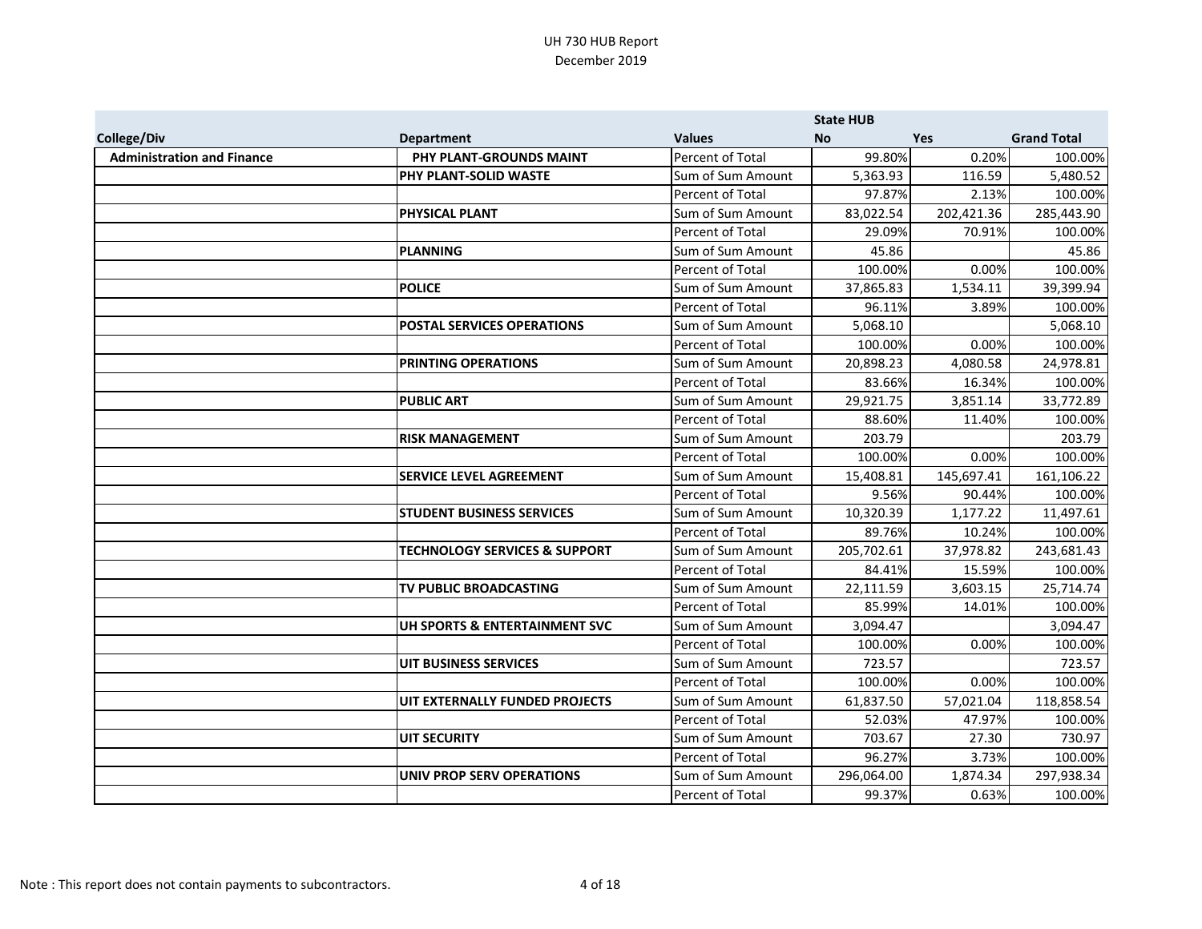UH 730 HUB Report
December 2019

| | | | State HUB | | |
|---|---|---|---|---|---|
| College/Div | Department | Values | No | Yes | Grand Total |
| **Administration and Finance** | **PHY PLANT-GROUNDS MAINT** | Percent of Total | 99.80% | 0.20% | 100.00% |
| | **PHY PLANT-SOLID WASTE** | Sum of Sum Amount | 5,363.93 | 116.59 | 5,480.52 |
| | | Percent of Total | 97.87% | 2.13% | 100.00% |
| | **PHYSICAL PLANT** | Sum of Sum Amount | 83,022.54 | 202,421.36 | 285,443.90 |
| | | Percent of Total | 29.09% | 70.91% | 100.00% |
| | **PLANNING** | Sum of Sum Amount | 45.86 | | 45.86 |
| | | Percent of Total | 100.00% | 0.00% | 100.00% |
| | **POLICE** | Sum of Sum Amount | 37,865.83 | 1,534.11 | 39,399.94 |
| | | Percent of Total | 96.11% | 3.89% | 100.00% |
| | **POSTAL SERVICES OPERATIONS** | Sum of Sum Amount | 5,068.10 | | 5,068.10 |
| | | Percent of Total | 100.00% | 0.00% | 100.00% |
| | **PRINTING OPERATIONS** | Sum of Sum Amount | 20,898.23 | 4,080.58 | 24,978.81 |
| | | Percent of Total | 83.66% | 16.34% | 100.00% |
| | **PUBLIC ART** | Sum of Sum Amount | 29,921.75 | 3,851.14 | 33,772.89 |
| | | Percent of Total | 88.60% | 11.40% | 100.00% |
| | **RISK MANAGEMENT** | Sum of Sum Amount | 203.79 | | 203.79 |
| | | Percent of Total | 100.00% | 0.00% | 100.00% |
| | **SERVICE LEVEL AGREEMENT** | Sum of Sum Amount | 15,408.81 | 145,697.41 | 161,106.22 |
| | | Percent of Total | 9.56% | 90.44% | 100.00% |
| | **STUDENT BUSINESS SERVICES** | Sum of Sum Amount | 10,320.39 | 1,177.22 | 11,497.61 |
| | | Percent of Total | 89.76% | 10.24% | 100.00% |
| | **TECHNOLOGY SERVICES & SUPPORT** | Sum of Sum Amount | 205,702.61 | 37,978.82 | 243,681.43 |
| | | Percent of Total | 84.41% | 15.59% | 100.00% |
| | **TV PUBLIC BROADCASTING** | Sum of Sum Amount | 22,111.59 | 3,603.15 | 25,714.74 |
| | | Percent of Total | 85.99% | 14.01% | 100.00% |
| | **UH SPORTS & ENTERTAINMENT SVC** | Sum of Sum Amount | 3,094.47 | | 3,094.47 |
| | | Percent of Total | 100.00% | 0.00% | 100.00% |
| | **UIT BUSINESS SERVICES** | Sum of Sum Amount | 723.57 | | 723.57 |
| | | Percent of Total | 100.00% | 0.00% | 100.00% |
| | **UIT EXTERNALLY FUNDED PROJECTS** | Sum of Sum Amount | 61,837.50 | 57,021.04 | 118,858.54 |
| | | Percent of Total | 52.03% | 47.97% | 100.00% |
| | **UIT SECURITY** | Sum of Sum Amount | 703.67 | 27.30 | 730.97 |
| | | Percent of Total | 96.27% | 3.73% | 100.00% |
| | **UNIV PROP SERV OPERATIONS** | Sum of Sum Amount | 296,064.00 | 1,874.34 | 297,938.34 |
| | | Percent of Total | 99.37% | 0.63% | 100.00% |

Note : This report does not contain payments to subcontractors.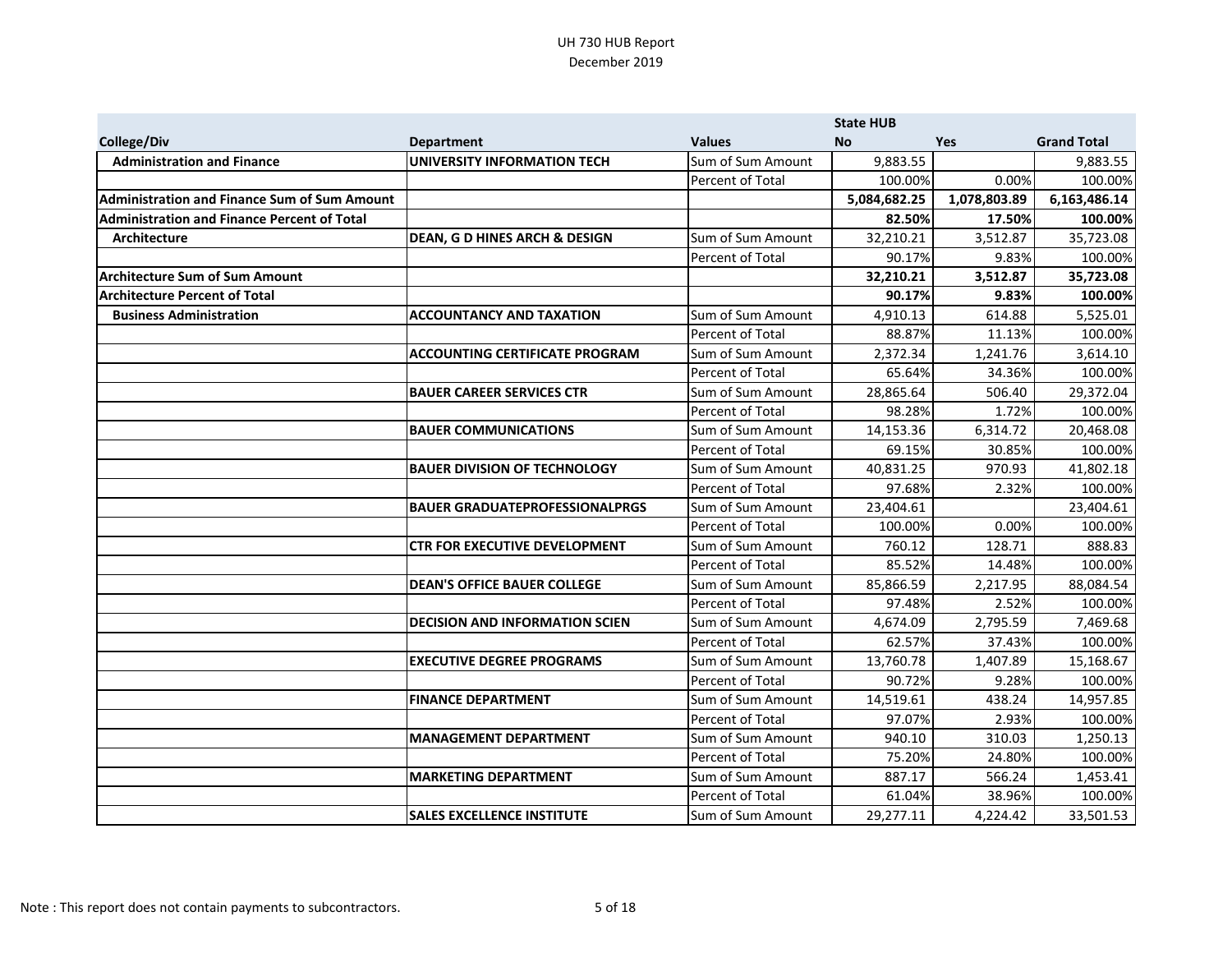UH 730 HUB Report
December 2019

| College/Div | Department | Values | State HUB No | Yes | Grand Total |
|---|---|---|---|---|---|
| **Administration and Finance** | **UNIVERSITY INFORMATION TECH** | Sum of Sum Amount | 9,883.55 | | 9,883.55 |
| | | Percent of Total | 100.00% | 0.00% | 100.00% |
| **Administration and Finance Sum of Sum Amount** | | | **5,084,682.25** | **1,078,803.89** | **6,163,486.14** |
| **Administration and Finance Percent of Total** | | | **82.50%** | **17.50%** | **100.00%** |
| **Architecture** | **DEAN, G D HINES ARCH & DESIGN** | Sum of Sum Amount | 32,210.21 | 3,512.87 | 35,723.08 |
| | | Percent of Total | 90.17% | 9.83% | 100.00% |
| **Architecture Sum of Sum Amount** | | | **32,210.21** | **3,512.87** | **35,723.08** |
| **Architecture Percent of Total** | | | **90.17%** | **9.83%** | **100.00%** |
| **Business Administration** | **ACCOUNTANCY AND TAXATION** | Sum of Sum Amount | 4,910.13 | 614.88 | 5,525.01 |
| | | Percent of Total | 88.87% | 11.13% | 100.00% |
| | **ACCOUNTING CERTIFICATE PROGRAM** | Sum of Sum Amount | 2,372.34 | 1,241.76 | 3,614.10 |
| | | Percent of Total | 65.64% | 34.36% | 100.00% |
| | **BAUER CAREER SERVICES CTR** | Sum of Sum Amount | 28,865.64 | 506.40 | 29,372.04 |
| | | Percent of Total | 98.28% | 1.72% | 100.00% |
| | **BAUER COMMUNICATIONS** | Sum of Sum Amount | 14,153.36 | 6,314.72 | 20,468.08 |
| | | Percent of Total | 69.15% | 30.85% | 100.00% |
| | **BAUER DIVISION OF TECHNOLOGY** | Sum of Sum Amount | 40,831.25 | 970.93 | 41,802.18 |
| | | Percent of Total | 97.68% | 2.32% | 100.00% |
| | **BAUER GRADUATEPROFESSIONALPRGS** | Sum of Sum Amount | 23,404.61 | | 23,404.61 |
| | | Percent of Total | 100.00% | 0.00% | 100.00% |
| | **CTR FOR EXECUTIVE DEVELOPMENT** | Sum of Sum Amount | 760.12 | 128.71 | 888.83 |
| | | Percent of Total | 85.52% | 14.48% | 100.00% |
| | **DEAN'S OFFICE BAUER COLLEGE** | Sum of Sum Amount | 85,866.59 | 2,217.95 | 88,084.54 |
| | | Percent of Total | 97.48% | 2.52% | 100.00% |
| | **DECISION AND INFORMATION SCIEN** | Sum of Sum Amount | 4,674.09 | 2,795.59 | 7,469.68 |
| | | Percent of Total | 62.57% | 37.43% | 100.00% |
| | **EXECUTIVE DEGREE PROGRAMS** | Sum of Sum Amount | 13,760.78 | 1,407.89 | 15,168.67 |
| | | Percent of Total | 90.72% | 9.28% | 100.00% |
| | **FINANCE DEPARTMENT** | Sum of Sum Amount | 14,519.61 | 438.24 | 14,957.85 |
| | | Percent of Total | 97.07% | 2.93% | 100.00% |
| | **MANAGEMENT DEPARTMENT** | Sum of Sum Amount | 940.10 | 310.03 | 1,250.13 |
| | | Percent of Total | 75.20% | 24.80% | 100.00% |
| | **MARKETING DEPARTMENT** | Sum of Sum Amount | 887.17 | 566.24 | 1,453.41 |
| | | Percent of Total | 61.04% | 38.96% | 100.00% |
| | **SALES EXCELLENCE INSTITUTE** | Sum of Sum Amount | 29,277.11 | 4,224.42 | 33,501.53 |

Note : This report does not contain payments to subcontractors.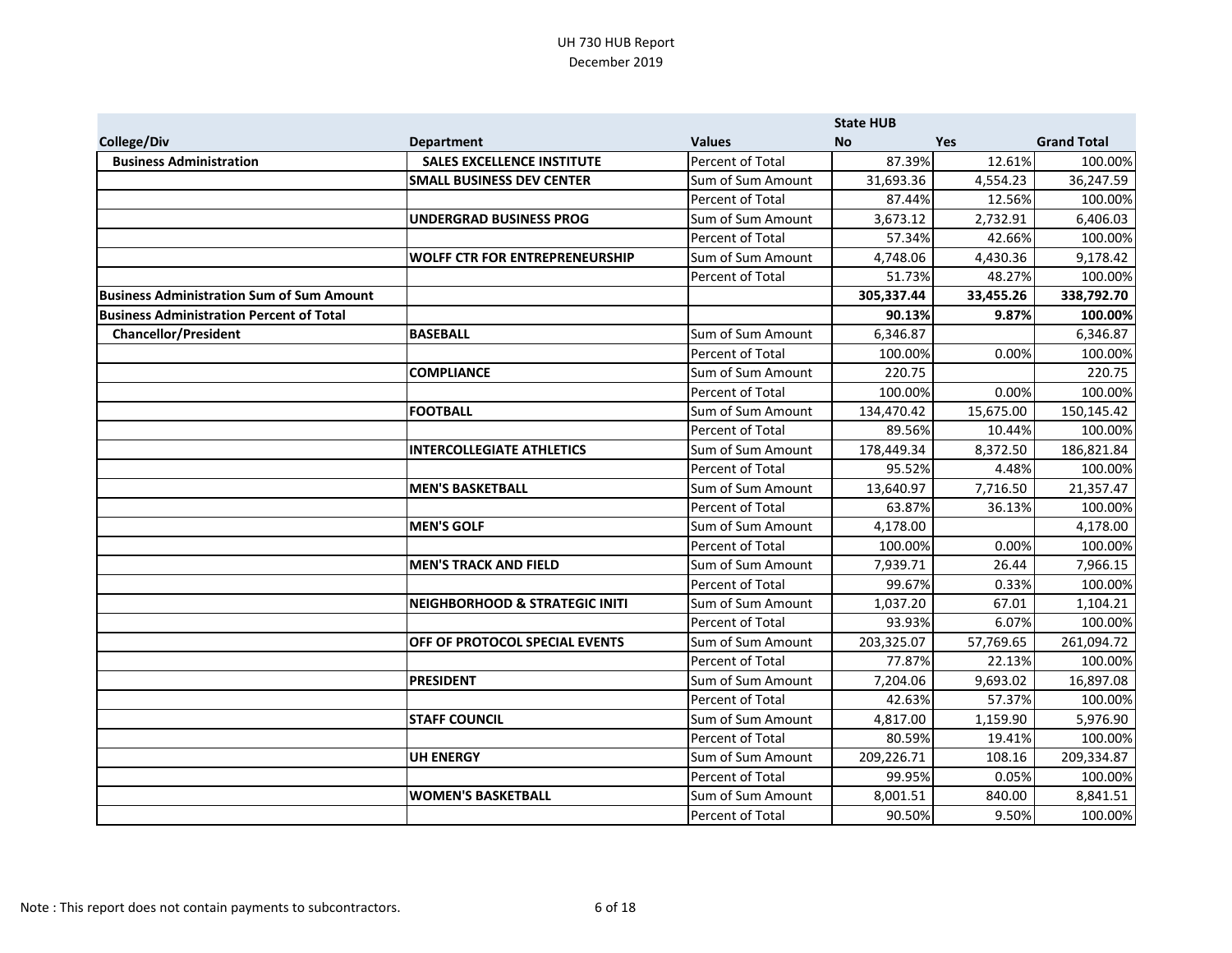UH 730 HUB Report
December 2019

| College/Div | Department | Values | State HUB No | Yes | Grand Total |
|---|---|---|---|---|---|
| **Business Administration** | **SALES EXCELLENCE INSTITUTE** | Percent of Total | 87.39% | 12.61% | 100.00% |
| | **SMALL BUSINESS DEV CENTER** | Sum of Sum Amount | 31,693.36 | 4,554.23 | 36,247.59 |
| | | Percent of Total | 87.44% | 12.56% | 100.00% |
| | **UNDERGRAD BUSINESS PROG** | Sum of Sum Amount | 3,673.12 | 2,732.91 | 6,406.03 |
| | | Percent of Total | 57.34% | 42.66% | 100.00% |
| | **WOLFF CTR FOR ENTREPRENEURSHIP** | Sum of Sum Amount | 4,748.06 | 4,430.36 | 9,178.42 |
| | | Percent of Total | 51.73% | 48.27% | 100.00% |
| **Business Administration Sum of Sum Amount** | | | **305,337.44** | **33,455.26** | **338,792.70** |
| **Business Administration Percent of Total** | | | **90.13%** | **9.87%** | **100.00%** |
| **Chancellor/President** | **BASEBALL** | Sum of Sum Amount | 6,346.87 | | 6,346.87 |
| | | Percent of Total | 100.00% | 0.00% | 100.00% |
| | **COMPLIANCE** | Sum of Sum Amount | 220.75 | | 220.75 |
| | | Percent of Total | 100.00% | 0.00% | 100.00% |
| | **FOOTBALL** | Sum of Sum Amount | 134,470.42 | 15,675.00 | 150,145.42 |
| | | Percent of Total | 89.56% | 10.44% | 100.00% |
| | **INTERCOLLEGIATE ATHLETICS** | Sum of Sum Amount | 178,449.34 | 8,372.50 | 186,821.84 |
| | | Percent of Total | 95.52% | 4.48% | 100.00% |
| | **MEN'S BASKETBALL** | Sum of Sum Amount | 13,640.97 | 7,716.50 | 21,357.47 |
| | | Percent of Total | 63.87% | 36.13% | 100.00% |
| | **MEN'S GOLF** | Sum of Sum Amount | 4,178.00 | | 4,178.00 |
| | | Percent of Total | 100.00% | 0.00% | 100.00% |
| | **MEN'S TRACK AND FIELD** | Sum of Sum Amount | 7,939.71 | 26.44 | 7,966.15 |
| | | Percent of Total | 99.67% | 0.33% | 100.00% |
| | **NEIGHBORHOOD & STRATEGIC INITI** | Sum of Sum Amount | 1,037.20 | 67.01 | 1,104.21 |
| | | Percent of Total | 93.93% | 6.07% | 100.00% |
| | **OFF OF PROTOCOL SPECIAL EVENTS** | Sum of Sum Amount | 203,325.07 | 57,769.65 | 261,094.72 |
| | | Percent of Total | 77.87% | 22.13% | 100.00% |
| | **PRESIDENT** | Sum of Sum Amount | 7,204.06 | 9,693.02 | 16,897.08 |
| | | Percent of Total | 42.63% | 57.37% | 100.00% |
| | **STAFF COUNCIL** | Sum of Sum Amount | 4,817.00 | 1,159.90 | 5,976.90 |
| | | Percent of Total | 80.59% | 19.41% | 100.00% |
| | **UH ENERGY** | Sum of Sum Amount | 209,226.71 | 108.16 | 209,334.87 |
| | | Percent of Total | 99.95% | 0.05% | 100.00% |
| | **WOMEN'S BASKETBALL** | Sum of Sum Amount | 8,001.51 | 840.00 | 8,841.51 |
| | | Percent of Total | 90.50% | 9.50% | 100.00% |

Note : This report does not contain payments to subcontractors.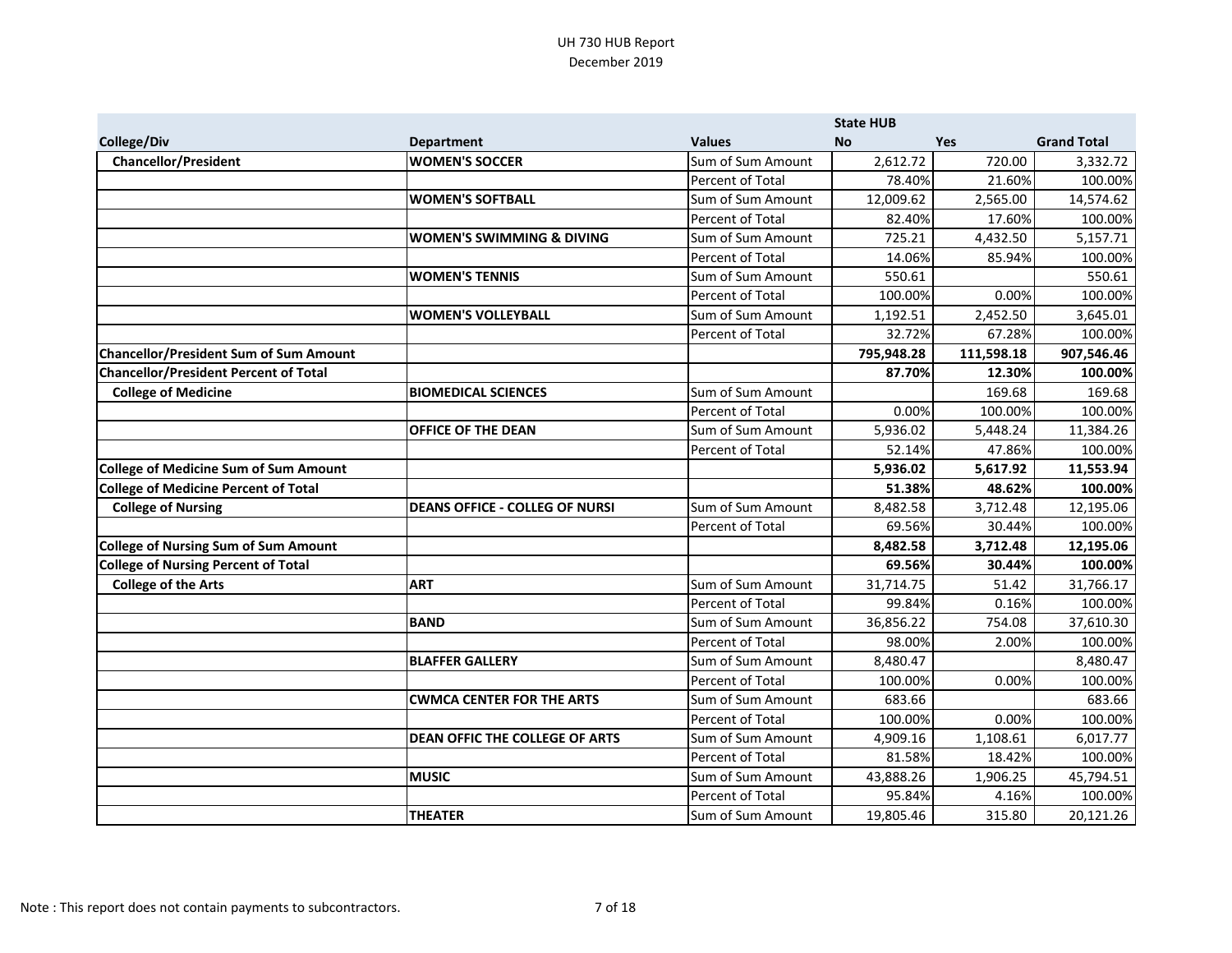| | | | State HUB | | |
|---|---|---|---|---|---|
| **College/Div** | **Department** | **Values** | **No** | **Yes** | **Grand Total** |
| **Chancellor/President** | **WOMEN'S SOCCER** | Sum of Sum Amount | 2,612.72 | 720.00 | 3,332.72 |
| | | Percent of Total | 78.40% | 21.60% | 100.00% |
| | **WOMEN'S SOFTBALL** | Sum of Sum Amount | 12,009.62 | 2,565.00 | 14,574.62 |
| | | Percent of Total | 82.40% | 17.60% | 100.00% |
| | **WOMEN'S SWIMMING & DIVING** | Sum of Sum Amount | 725.21 | 4,432.50 | 5,157.71 |
| | | Percent of Total | 14.06% | 85.94% | 100.00% |
| | **WOMEN'S TENNIS** | Sum of Sum Amount | 550.61 | | 550.61 |
| | | Percent of Total | 100.00% | 0.00% | 100.00% |
| | **WOMEN'S VOLLEYBALL** | Sum of Sum Amount | 1,192.51 | 2,452.50 | 3,645.01 |
| | | Percent of Total | 32.72% | 67.28% | 100.00% |
| **Chancellor/President Sum of Sum Amount** | | | **795,948.28** | **111,598.18** | **907,546.46** |
| **Chancellor/President Percent of Total** | | | **87.70%** | **12.30%** | **100.00%** |
| **College of Medicine** | **BIOMEDICAL SCIENCES** | Sum of Sum Amount | | 169.68 | 169.68 |
| | | Percent of Total | 0.00% | 100.00% | 100.00% |
| | **OFFICE OF THE DEAN** | Sum of Sum Amount | 5,936.02 | 5,448.24 | 11,384.26 |
| | | Percent of Total | 52.14% | 47.86% | 100.00% |
| **College of Medicine Sum of Sum Amount** | | | **5,936.02** | **5,617.92** | **11,553.94** |
| **College of Medicine Percent of Total** | | | **51.38%** | **48.62%** | **100.00%** |
| **College of Nursing** | **DEANS OFFICE - COLLEG OF NURSI** | Sum of Sum Amount | 8,482.58 | 3,712.48 | 12,195.06 |
| | | Percent of Total | 69.56% | 30.44% | 100.00% |
| **College of Nursing Sum of Sum Amount** | | | **8,482.58** | **3,712.48** | **12,195.06** |
| **College of Nursing Percent of Total** | | | **69.56%** | **30.44%** | **100.00%** |
| **College of the Arts** | **ART** | Sum of Sum Amount | 31,714.75 | 51.42 | 31,766.17 |
| | | Percent of Total | 99.84% | 0.16% | 100.00% |
| | **BAND** | Sum of Sum Amount | 36,856.22 | 754.08 | 37,610.30 |
| | | Percent of Total | 98.00% | 2.00% | 100.00% |
| | **BLAFFER GALLERY** | Sum of Sum Amount | 8,480.47 | | 8,480.47 |
| | | Percent of Total | 100.00% | 0.00% | 100.00% |
| | **CWMCA CENTER FOR THE ARTS** | Sum of Sum Amount | 683.66 | | 683.66 |
| | | Percent of Total | 100.00% | 0.00% | 100.00% |
| | **DEAN OFFIC THE COLLEGE OF ARTS** | Sum of Sum Amount | 4,909.16 | 1,108.61 | 6,017.77 |
| | | Percent of Total | 81.58% | 18.42% | 100.00% |
| | **MUSIC** | Sum of Sum Amount | 43,888.26 | 1,906.25 | 45,794.51 |
| | | Percent of Total | 95.84% | 4.16% | 100.00% |
| | **THEATER** | Sum of Sum Amount | 19,805.46 | 315.80 | 20,121.26 |

Note : This report does not contain payments to subcontractors.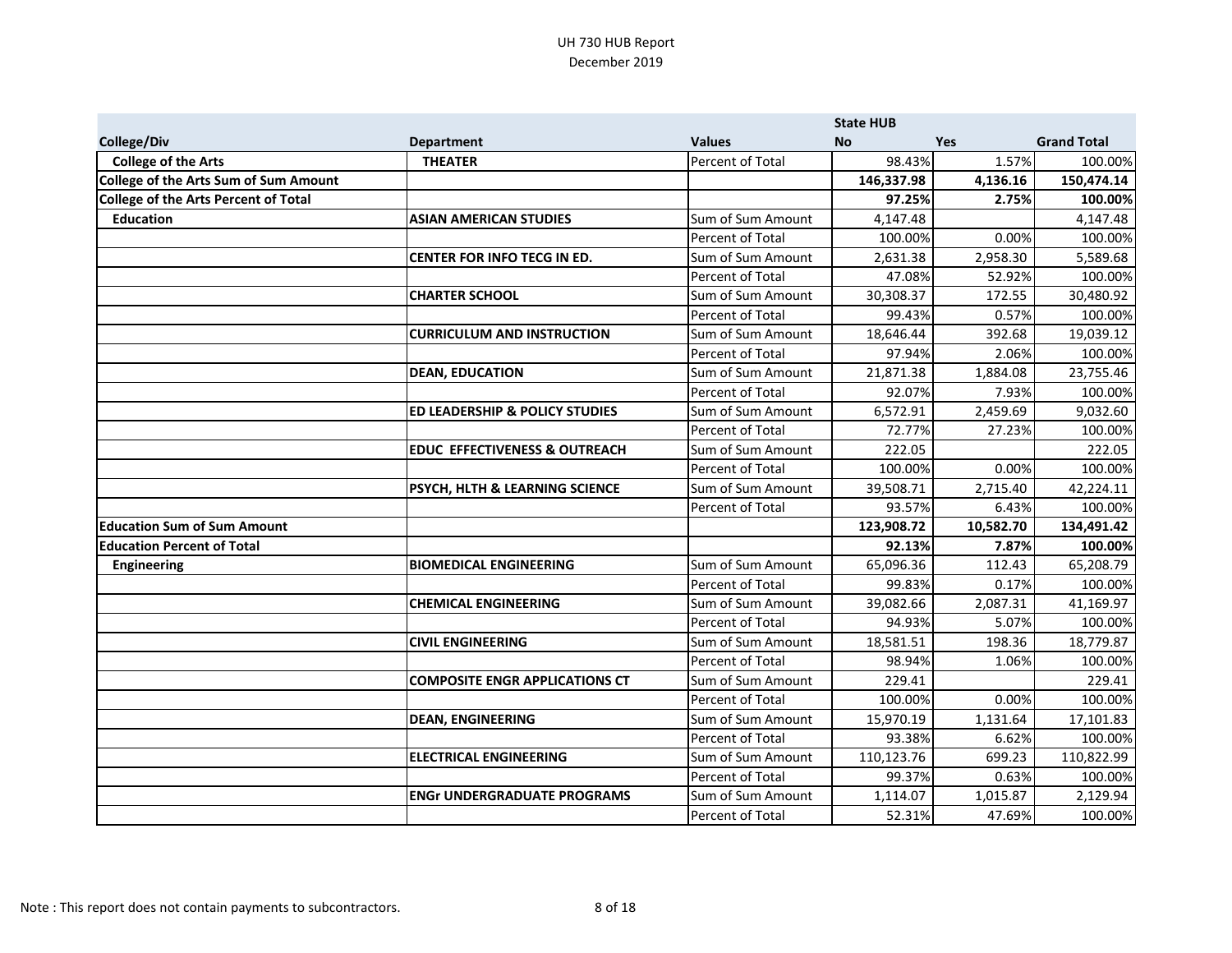UH 730 HUB Report
December 2019

| | | | State HUB | | |
|---|---|---|---|---|---|
| **College/Div** | **Department** | **Values** | **No** | **Yes** | **Grand Total** |
| **College of the Arts** | **THEATER** | Percent of Total | 98.43% | 1.57% | 100.00% |
| **College of the Arts Sum of Sum Amount** | | | **146,337.98** | **4,136.16** | **150,474.14** |
| **College of the Arts Percent of Total** | | | **97.25%** | **2.75%** | **100.00%** |
| **Education** | **ASIAN AMERICAN STUDIES** | Sum of Sum Amount | 4,147.48 | | 4,147.48 |
| | | Percent of Total | 100.00% | 0.00% | 100.00% |
| | **CENTER FOR INFO TECG IN ED.** | Sum of Sum Amount | 2,631.38 | 2,958.30 | 5,589.68 |
| | | Percent of Total | 47.08% | 52.92% | 100.00% |
| | **CHARTER SCHOOL** | Sum of Sum Amount | 30,308.37 | 172.55 | 30,480.92 |
| | | Percent of Total | 99.43% | 0.57% | 100.00% |
| | **CURRICULUM AND INSTRUCTION** | Sum of Sum Amount | 18,646.44 | 392.68 | 19,039.12 |
| | | Percent of Total | 97.94% | 2.06% | 100.00% |
| | **DEAN, EDUCATION** | Sum of Sum Amount | 21,871.38 | 1,884.08 | 23,755.46 |
| | | Percent of Total | 92.07% | 7.93% | 100.00% |
| | **ED LEADERSHIP & POLICY STUDIES** | Sum of Sum Amount | 6,572.91 | 2,459.69 | 9,032.60 |
| | | Percent of Total | 72.77% | 27.23% | 100.00% |
| | **EDUC EFFECTIVENESS & OUTREACH** | Sum of Sum Amount | 222.05 | | 222.05 |
| | | Percent of Total | 100.00% | 0.00% | 100.00% |
| | **PSYCH, HLTH & LEARNING SCIENCE** | Sum of Sum Amount | 39,508.71 | 2,715.40 | 42,224.11 |
| | | Percent of Total | 93.57% | 6.43% | 100.00% |
| **Education Sum of Sum Amount** | | | **123,908.72** | **10,582.70** | **134,491.42** |
| **Education Percent of Total** | | | **92.13%** | **7.87%** | **100.00%** |
| **Engineering** | **BIOMEDICAL ENGINEERING** | Sum of Sum Amount | 65,096.36 | 112.43 | 65,208.79 |
| | | Percent of Total | 99.83% | 0.17% | 100.00% |
| | **CHEMICAL ENGINEERING** | Sum of Sum Amount | 39,082.66 | 2,087.31 | 41,169.97 |
| | | Percent of Total | 94.93% | 5.07% | 100.00% |
| | **CIVIL ENGINEERING** | Sum of Sum Amount | 18,581.51 | 198.36 | 18,779.87 |
| | | Percent of Total | 98.94% | 1.06% | 100.00% |
| | **COMPOSITE ENGR APPLICATIONS CT** | Sum of Sum Amount | 229.41 | | 229.41 |
| | | Percent of Total | 100.00% | 0.00% | 100.00% |
| | **DEAN, ENGINEERING** | Sum of Sum Amount | 15,970.19 | 1,131.64 | 17,101.83 |
| | | Percent of Total | 93.38% | 6.62% | 100.00% |
| | **ELECTRICAL ENGINEERING** | Sum of Sum Amount | 110,123.76 | 699.23 | 110,822.99 |
| | | Percent of Total | 99.37% | 0.63% | 100.00% |
| | **ENGr UNDERGRADUATE PROGRAMS** | Sum of Sum Amount | 1,114.07 | 1,015.87 | 2,129.94 |
| | | Percent of Total | 52.31% | 47.69% | 100.00% |

Note : This report does not contain payments to subcontractors.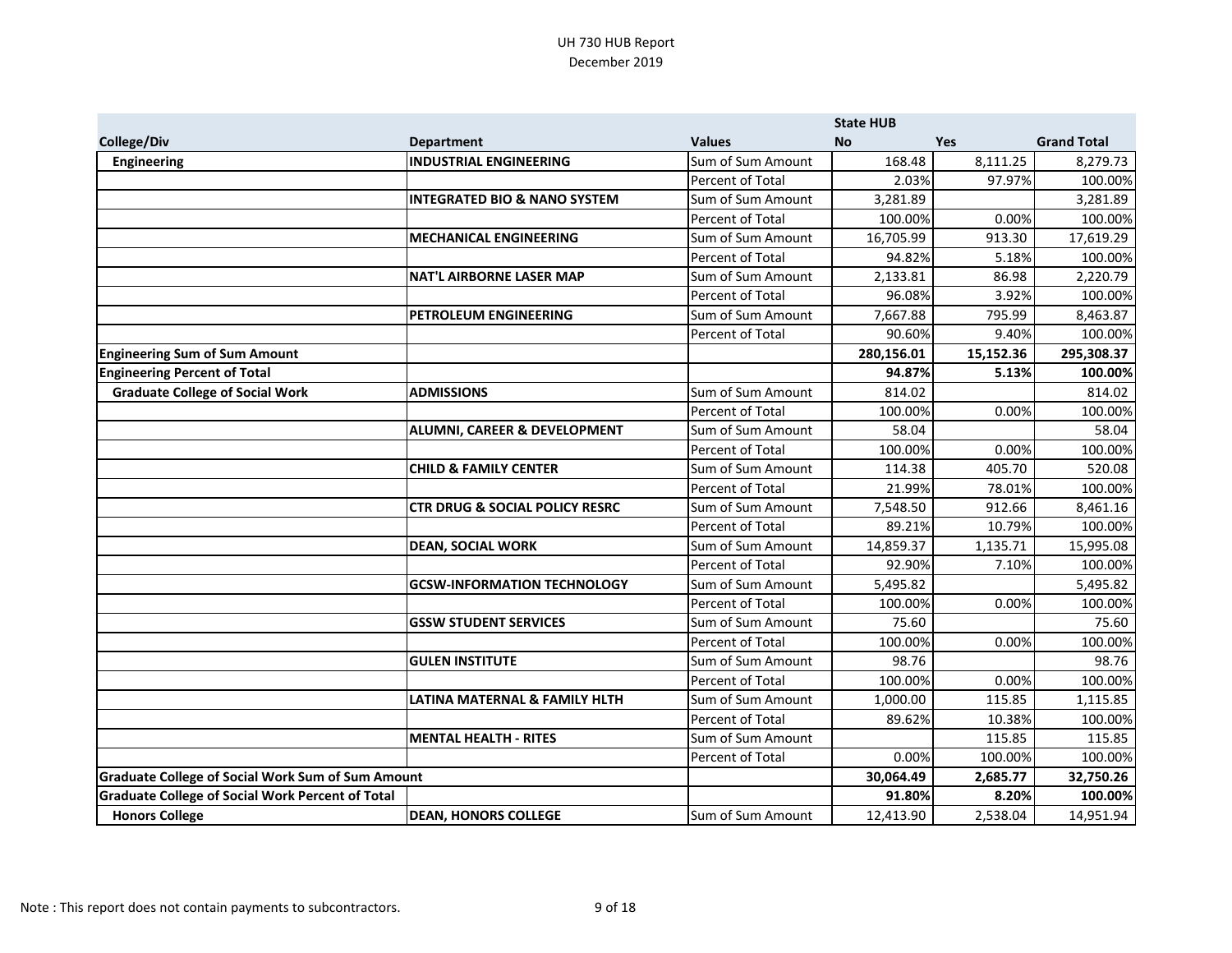UH 730 HUB Report
December 2019

| | | | State HUB | | |
|---|---|---|---|---|---|
| **College/Div** | **Department** | **Values** | **No** | **Yes** | **Grand Total** |
| **Engineering** | **INDUSTRIAL ENGINEERING** | Sum of Sum Amount | 168.48 | 8,111.25 | 8,279.73 |
| | | Percent of Total | 2.03% | 97.97% | 100.00% |
| | **INTEGRATED BIO & NANO SYSTEM** | Sum of Sum Amount | 3,281.89 | | 3,281.89 |
| | | Percent of Total | 100.00% | 0.00% | 100.00% |
| | **MECHANICAL ENGINEERING** | Sum of Sum Amount | 16,705.99 | 913.30 | 17,619.29 |
| | | Percent of Total | 94.82% | 5.18% | 100.00% |
| | **NAT'L AIRBORNE LASER MAP** | Sum of Sum Amount | 2,133.81 | 86.98 | 2,220.79 |
| | | Percent of Total | 96.08% | 3.92% | 100.00% |
| | **PETROLEUM ENGINEERING** | Sum of Sum Amount | 7,667.88 | 795.99 | 8,463.87 |
| | | Percent of Total | 90.60% | 9.40% | 100.00% |
| **Engineering Sum of Sum Amount** | | | **280,156.01** | **15,152.36** | **295,308.37** |
| **Engineering Percent of Total** | | | **94.87%** | **5.13%** | **100.00%** |
| **Graduate College of Social Work** | **ADMISSIONS** | Sum of Sum Amount | 814.02 | | 814.02 |
| | | Percent of Total | 100.00% | 0.00% | 100.00% |
| | **ALUMNI, CAREER & DEVELOPMENT** | Sum of Sum Amount | 58.04 | | 58.04 |
| | | Percent of Total | 100.00% | 0.00% | 100.00% |
| | **CHILD & FAMILY CENTER** | Sum of Sum Amount | 114.38 | 405.70 | 520.08 |
| | | Percent of Total | 21.99% | 78.01% | 100.00% |
| | **CTR DRUG & SOCIAL POLICY RESRC** | Sum of Sum Amount | 7,548.50 | 912.66 | 8,461.16 |
| | | Percent of Total | 89.21% | 10.79% | 100.00% |
| | **DEAN, SOCIAL WORK** | Sum of Sum Amount | 14,859.37 | 1,135.71 | 15,995.08 |
| | | Percent of Total | 92.90% | 7.10% | 100.00% |
| | **GCSW-INFORMATION TECHNOLOGY** | Sum of Sum Amount | 5,495.82 | | 5,495.82 |
| | | Percent of Total | 100.00% | 0.00% | 100.00% |
| | **GSSW STUDENT SERVICES** | Sum of Sum Amount | 75.60 | | 75.60 |
| | | Percent of Total | 100.00% | 0.00% | 100.00% |
| | **GULEN INSTITUTE** | Sum of Sum Amount | 98.76 | | 98.76 |
| | | Percent of Total | 100.00% | 0.00% | 100.00% |
| | **LATINA MATERNAL & FAMILY HLTH** | Sum of Sum Amount | 1,000.00 | 115.85 | 1,115.85 |
| | | Percent of Total | 89.62% | 10.38% | 100.00% |
| | **MENTAL HEALTH - RITES** | Sum of Sum Amount | | 115.85 | 115.85 |
| | | Percent of Total | 0.00% | 100.00% | 100.00% |
| **Graduate College of Social Work Sum of Sum Amount** | | | **30,064.49** | **2,685.77** | **32,750.26** |
| **Graduate College of Social Work Percent of Total** | | | **91.80%** | **8.20%** | **100.00%** |
| **Honors College** | **DEAN, HONORS COLLEGE** | Sum of Sum Amount | 12,413.90 | 2,538.04 | 14,951.94 |

Note : This report does not contain payments to subcontractors.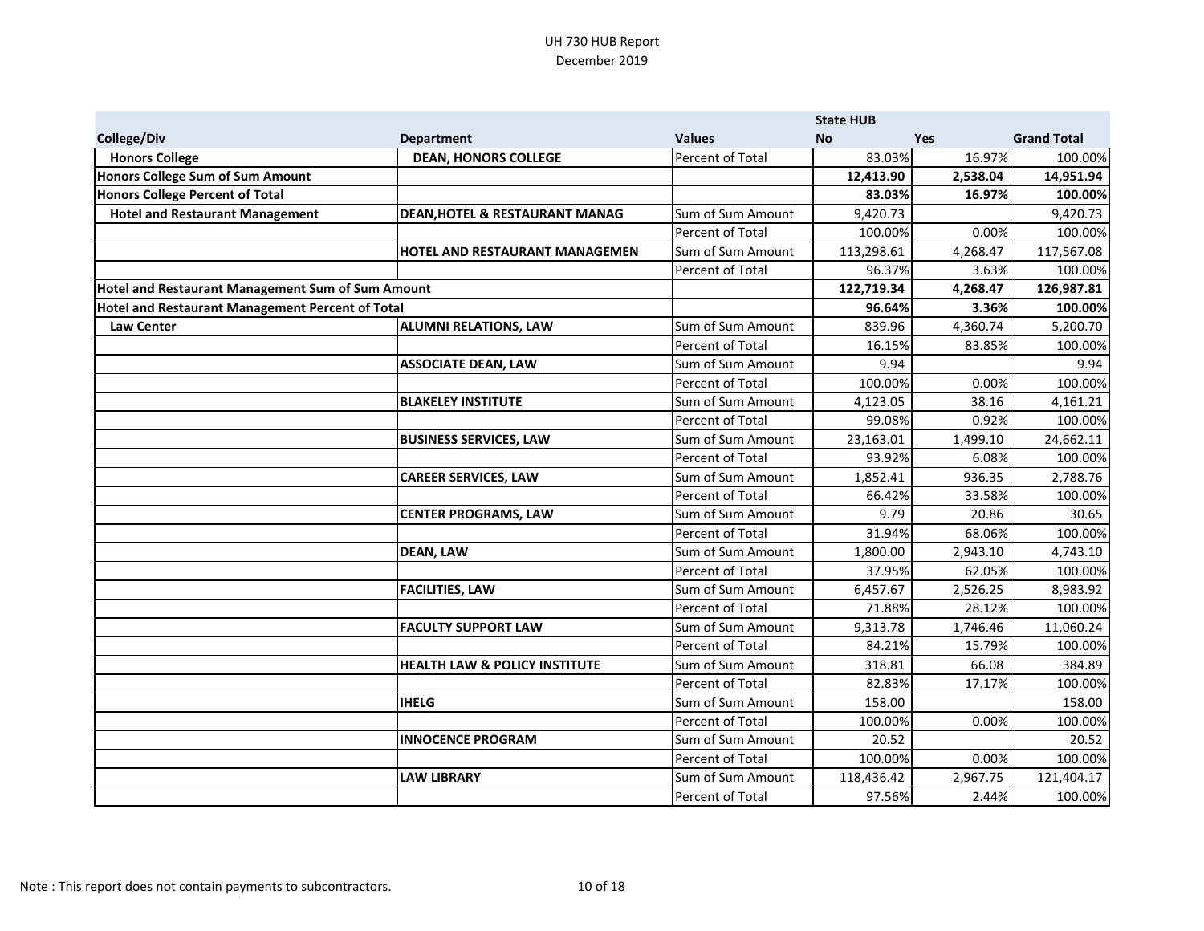UH 730 HUB Report
December 2019

| | | | State HUB | | |
|---|---|---|---|---|---|
| **College/Div** | **Department** | **Values** | **No** | **Yes** | **Grand Total** |
| **Honors College** | **DEAN, HONORS COLLEGE** | Percent of Total | 83.03% | 16.97% | 100.00% |
| **Honors College Sum of Sum Amount** | | | **12,413.90** | **2,538.04** | **14,951.94** |
| **Honors College Percent of Total** | | | **83.03%** | **16.97%** | **100.00%** |
| **Hotel and Restaurant Management** | **DEAN,HOTEL & RESTAURANT MANAG** | Sum of Sum Amount | 9,420.73 | | 9,420.73 |
| | | Percent of Total | 100.00% | 0.00% | 100.00% |
| | **HOTEL AND RESTAURANT MANAGEMEN** | Sum of Sum Amount | 113,298.61 | 4,268.47 | 117,567.08 |
| | | Percent of Total | 96.37% | 3.63% | 100.00% |
| **Hotel and Restaurant Management Sum of Sum Amount** | | | **122,719.34** | **4,268.47** | **126,987.81** |
| **Hotel and Restaurant Management Percent of Total** | | | **96.64%** | **3.36%** | **100.00%** |
| **Law Center** | **ALUMNI RELATIONS, LAW** | Sum of Sum Amount | 839.96 | 4,360.74 | 5,200.70 |
| | | Percent of Total | 16.15% | 83.85% | 100.00% |
| | **ASSOCIATE DEAN, LAW** | Sum of Sum Amount | 9.94 | | 9.94 |
| | | Percent of Total | 100.00% | 0.00% | 100.00% |
| | **BLAKELEY INSTITUTE** | Sum of Sum Amount | 4,123.05 | 38.16 | 4,161.21 |
| | | Percent of Total | 99.08% | 0.92% | 100.00% |
| | **BUSINESS SERVICES, LAW** | Sum of Sum Amount | 23,163.01 | 1,499.10 | 24,662.11 |
| | | Percent of Total | 93.92% | 6.08% | 100.00% |
| | **CAREER SERVICES, LAW** | Sum of Sum Amount | 1,852.41 | 936.35 | 2,788.76 |
| | | Percent of Total | 66.42% | 33.58% | 100.00% |
| | **CENTER PROGRAMS, LAW** | Sum of Sum Amount | 9.79 | 20.86 | 30.65 |
| | | Percent of Total | 31.94% | 68.06% | 100.00% |
| | **DEAN, LAW** | Sum of Sum Amount | 1,800.00 | 2,943.10 | 4,743.10 |
| | | Percent of Total | 37.95% | 62.05% | 100.00% |
| | **FACILITIES, LAW** | Sum of Sum Amount | 6,457.67 | 2,526.25 | 8,983.92 |
| | | Percent of Total | 71.88% | 28.12% | 100.00% |
| | **FACULTY SUPPORT LAW** | Sum of Sum Amount | 9,313.78 | 1,746.46 | 11,060.24 |
| | | Percent of Total | 84.21% | 15.79% | 100.00% |
| | **HEALTH LAW & POLICY INSTITUTE** | Sum of Sum Amount | 318.81 | 66.08 | 384.89 |
| | | Percent of Total | 82.83% | 17.17% | 100.00% |
| | **IHELG** | Sum of Sum Amount | 158.00 | | 158.00 |
| | | Percent of Total | 100.00% | 0.00% | 100.00% |
| | **INNOCENCE PROGRAM** | Sum of Sum Amount | 20.52 | | 20.52 |
| | | Percent of Total | 100.00% | 0.00% | 100.00% |
| | **LAW LIBRARY** | Sum of Sum Amount | 118,436.42 | 2,967.75 | 121,404.17 |
| | | Percent of Total | 97.56% | 2.44% | 100.00% |

Note : This report does not contain payments to subcontractors.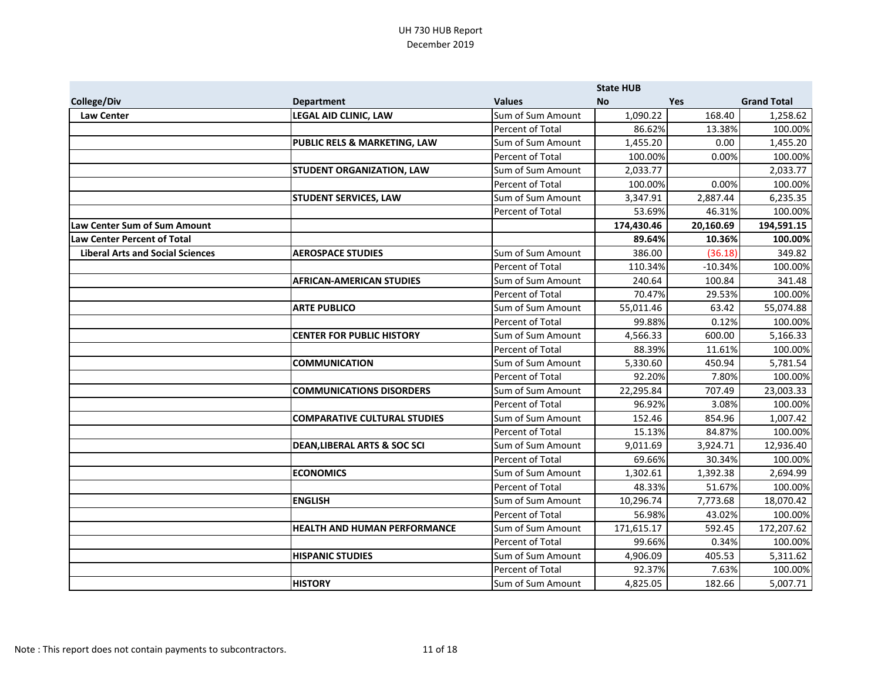UH 730 HUB Report
December 2019

| College/Div | Department | Values | State HUB No | Yes | Grand Total |
|---|---|---|---|---|---|
| **Law Center** | **LEGAL AID CLINIC, LAW** | Sum of Sum Amount | 1,090.22 | 168.40 | 1,258.62 |
| | | Percent of Total | 86.62% | 13.38% | 100.00% |
| | **PUBLIC RELS & MARKETING, LAW** | Sum of Sum Amount | 1,455.20 | 0.00 | 1,455.20 |
| | | Percent of Total | 100.00% | 0.00% | 100.00% |
| | **STUDENT ORGANIZATION, LAW** | Sum of Sum Amount | 2,033.77 | | 2,033.77 |
| | | Percent of Total | 100.00% | 0.00% | 100.00% |
| | **STUDENT SERVICES, LAW** | Sum of Sum Amount | 3,347.91 | 2,887.44 | 6,235.35 |
| | | Percent of Total | 53.69% | 46.31% | 100.00% |
| **Law Center Sum of Sum Amount** | | | **174,430.46** | **20,160.69** | **194,591.15** |
| **Law Center Percent of Total** | | | **89.64%** | **10.36%** | **100.00%** |
| **Liberal Arts and Social Sciences** | **AEROSPACE STUDIES** | Sum of Sum Amount | 386.00 | (36.18) | 349.82 |
| | | Percent of Total | 110.34% | -10.34% | 100.00% |
| | **AFRICAN-AMERICAN STUDIES** | Sum of Sum Amount | 240.64 | 100.84 | 341.48 |
| | | Percent of Total | 70.47% | 29.53% | 100.00% |
| | **ARTE PUBLICO** | Sum of Sum Amount | 55,011.46 | 63.42 | 55,074.88 |
| | | Percent of Total | 99.88% | 0.12% | 100.00% |
| | **CENTER FOR PUBLIC HISTORY** | Sum of Sum Amount | 4,566.33 | 600.00 | 5,166.33 |
| | | Percent of Total | 88.39% | 11.61% | 100.00% |
| | **COMMUNICATION** | Sum of Sum Amount | 5,330.60 | 450.94 | 5,781.54 |
| | | Percent of Total | 92.20% | 7.80% | 100.00% |
| | **COMMUNICATIONS DISORDERS** | Sum of Sum Amount | 22,295.84 | 707.49 | 23,003.33 |
| | | Percent of Total | 96.92% | 3.08% | 100.00% |
| | **COMPARATIVE CULTURAL STUDIES** | Sum of Sum Amount | 152.46 | 854.96 | 1,007.42 |
| | | Percent of Total | 15.13% | 84.87% | 100.00% |
| | **DEAN,LIBERAL ARTS & SOC SCI** | Sum of Sum Amount | 9,011.69 | 3,924.71 | 12,936.40 |
| | | Percent of Total | 69.66% | 30.34% | 100.00% |
| | **ECONOMICS** | Sum of Sum Amount | 1,302.61 | 1,392.38 | 2,694.99 |
| | | Percent of Total | 48.33% | 51.67% | 100.00% |
| | **ENGLISH** | Sum of Sum Amount | 10,296.74 | 7,773.68 | 18,070.42 |
| | | Percent of Total | 56.98% | 43.02% | 100.00% |
| | **HEALTH AND HUMAN PERFORMANCE** | Sum of Sum Amount | 171,615.17 | 592.45 | 172,207.62 |
| | | Percent of Total | 99.66% | 0.34% | 100.00% |
| | **HISPANIC STUDIES** | Sum of Sum Amount | 4,906.09 | 405.53 | 5,311.62 |
| | | Percent of Total | 92.37% | 7.63% | 100.00% |
| | **HISTORY** | Sum of Sum Amount | 4,825.05 | 182.66 | 5,007.71 |

Note : This report does not contain payments to subcontractors.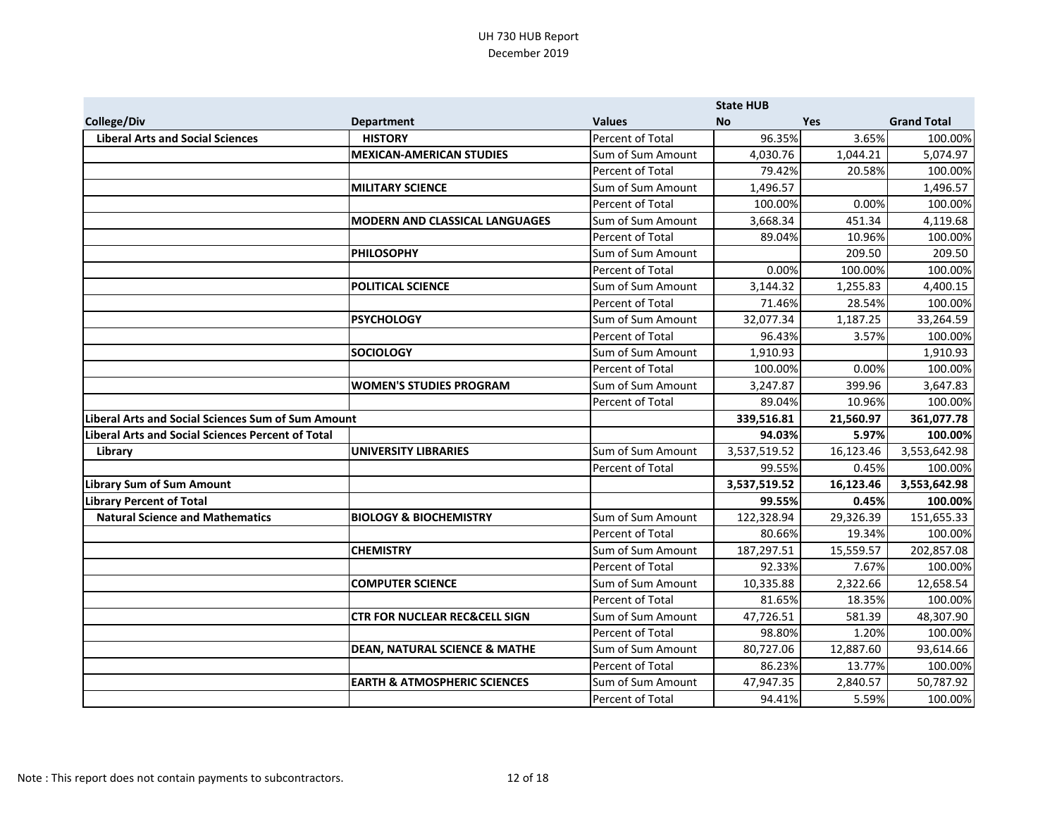| College/Div | Department | Values | State HUB No | Yes | Grand Total |
|---|---|---|---|---|---|
| **Liberal Arts and Social Sciences** | **HISTORY** | Percent of Total | 96.35% | 3.65% | 100.00% |
| | **MEXICAN-AMERICAN STUDIES** | Sum of Sum Amount | 4,030.76 | 1,044.21 | 5,074.97 |
| | | Percent of Total | 79.42% | 20.58% | 100.00% |
| | **MILITARY SCIENCE** | Sum of Sum Amount | 1,496.57 | | 1,496.57 |
| | | Percent of Total | 100.00% | 0.00% | 100.00% |
| | **MODERN AND CLASSICAL LANGUAGES** | Sum of Sum Amount | 3,668.34 | 451.34 | 4,119.68 |
| | | Percent of Total | 89.04% | 10.96% | 100.00% |
| | **PHILOSOPHY** | Sum of Sum Amount | | 209.50 | 209.50 |
| | | Percent of Total | 0.00% | 100.00% | 100.00% |
| | **POLITICAL SCIENCE** | Sum of Sum Amount | 3,144.32 | 1,255.83 | 4,400.15 |
| | | Percent of Total | 71.46% | 28.54% | 100.00% |
| | **PSYCHOLOGY** | Sum of Sum Amount | 32,077.34 | 1,187.25 | 33,264.59 |
| | | Percent of Total | 96.43% | 3.57% | 100.00% |
| | **SOCIOLOGY** | Sum of Sum Amount | 1,910.93 | | 1,910.93 |
| | | Percent of Total | 100.00% | 0.00% | 100.00% |
| | **WOMEN'S STUDIES PROGRAM** | Sum of Sum Amount | 3,247.87 | 399.96 | 3,647.83 |
| | | Percent of Total | 89.04% | 10.96% | 100.00% |
| **Liberal Arts and Social Sciences Sum of Sum Amount** | | | **339,516.81** | **21,560.97** | **361,077.78** |
| **Liberal Arts and Social Sciences Percent of Total** | | | **94.03%** | **5.97%** | **100.00%** |
| **Library** | **UNIVERSITY LIBRARIES** | Sum of Sum Amount | 3,537,519.52 | 16,123.46 | 3,553,642.98 |
| | | Percent of Total | 99.55% | 0.45% | 100.00% |
| **Library Sum of Sum Amount** | | | **3,537,519.52** | **16,123.46** | **3,553,642.98** |
| **Library Percent of Total** | | | **99.55%** | **0.45%** | **100.00%** |
| **Natural Science and Mathematics** | **BIOLOGY & BIOCHEMISTRY** | Sum of Sum Amount | 122,328.94 | 29,326.39 | 151,655.33 |
| | | Percent of Total | 80.66% | 19.34% | 100.00% |
| | **CHEMISTRY** | Sum of Sum Amount | 187,297.51 | 15,559.57 | 202,857.08 |
| | | Percent of Total | 92.33% | 7.67% | 100.00% |
| | **COMPUTER SCIENCE** | Sum of Sum Amount | 10,335.88 | 2,322.66 | 12,658.54 |
| | | Percent of Total | 81.65% | 18.35% | 100.00% |
| | **CTR FOR NUCLEAR REC&CELL SIGN** | Sum of Sum Amount | 47,726.51 | 581.39 | 48,307.90 |
| | | Percent of Total | 98.80% | 1.20% | 100.00% |
| | **DEAN, NATURAL SCIENCE & MATHE** | Sum of Sum Amount | 80,727.06 | 12,887.60 | 93,614.66 |
| | | Percent of Total | 86.23% | 13.77% | 100.00% |
| | **EARTH & ATMOSPHERIC SCIENCES** | Sum of Sum Amount | 47,947.35 | 2,840.57 | 50,787.92 |
| | | Percent of Total | 94.41% | 5.59% | 100.00% |

Note : This report does not contain payments to subcontractors.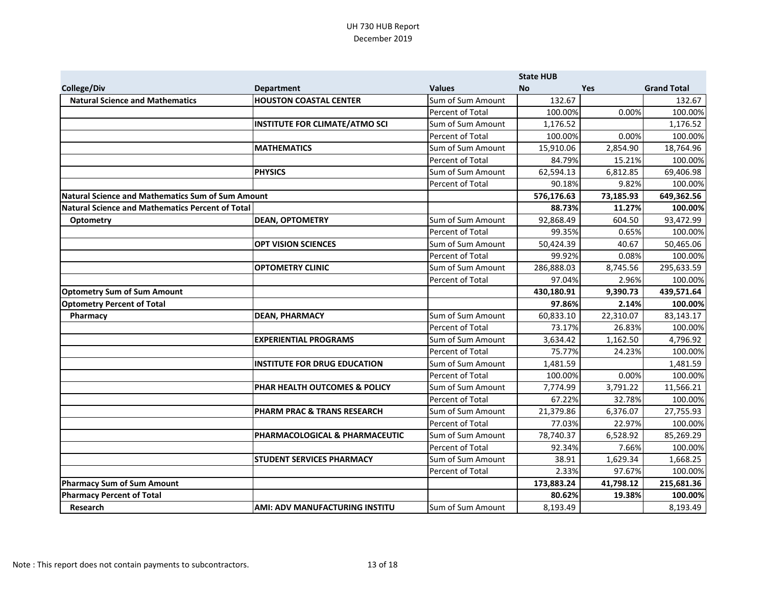UH 730 HUB Report
December 2019

| College/Div | Department | Values | State HUB No | Yes | Grand Total |
|---|---|---|---|---|---|
| **Natural Science and Mathematics** | **HOUSTON COASTAL CENTER** | Sum of Sum Amount | 132.67 | | 132.67 |
| | | Percent of Total | 100.00% | 0.00% | 100.00% |
| | **INSTITUTE FOR CLIMATE/ATMO SCI** | Sum of Sum Amount | 1,176.52 | | 1,176.52 |
| | | Percent of Total | 100.00% | 0.00% | 100.00% |
| | **MATHEMATICS** | Sum of Sum Amount | 15,910.06 | 2,854.90 | 18,764.96 |
| | | Percent of Total | 84.79% | 15.21% | 100.00% |
| | **PHYSICS** | Sum of Sum Amount | 62,594.13 | 6,812.85 | 69,406.98 |
| | | Percent of Total | 90.18% | 9.82% | 100.00% |
| **Natural Science and Mathematics Sum of Sum Amount** | | | **576,176.63** | **73,185.93** | **649,362.56** |
| **Natural Science and Mathematics Percent of Total** | | | **88.73%** | **11.27%** | **100.00%** |
| **Optometry** | **DEAN, OPTOMETRY** | Sum of Sum Amount | 92,868.49 | 604.50 | 93,472.99 |
| | | Percent of Total | 99.35% | 0.65% | 100.00% |
| | **OPT VISION SCIENCES** | Sum of Sum Amount | 50,424.39 | 40.67 | 50,465.06 |
| | | Percent of Total | 99.92% | 0.08% | 100.00% |
| | **OPTOMETRY CLINIC** | Sum of Sum Amount | 286,888.03 | 8,745.56 | 295,633.59 |
| | | Percent of Total | 97.04% | 2.96% | 100.00% |
| **Optometry Sum of Sum Amount** | | | **430,180.91** | **9,390.73** | **439,571.64** |
| **Optometry Percent of Total** | | | **97.86%** | **2.14%** | **100.00%** |
| **Pharmacy** | **DEAN, PHARMACY** | Sum of Sum Amount | 60,833.10 | 22,310.07 | 83,143.17 |
| | | Percent of Total | 73.17% | 26.83% | 100.00% |
| | **EXPERIENTIAL PROGRAMS** | Sum of Sum Amount | 3,634.42 | 1,162.50 | 4,796.92 |
| | | Percent of Total | 75.77% | 24.23% | 100.00% |
| | **INSTITUTE FOR DRUG EDUCATION** | Sum of Sum Amount | 1,481.59 | | 1,481.59 |
| | | Percent of Total | 100.00% | 0.00% | 100.00% |
| | **PHAR HEALTH OUTCOMES & POLICY** | Sum of Sum Amount | 7,774.99 | 3,791.22 | 11,566.21 |
| | | Percent of Total | 67.22% | 32.78% | 100.00% |
| | **PHARM PRAC & TRANS RESEARCH** | Sum of Sum Amount | 21,379.86 | 6,376.07 | 27,755.93 |
| | | Percent of Total | 77.03% | 22.97% | 100.00% |
| | **PHARMACOLOGICAL & PHARMACEUTIC** | Sum of Sum Amount | 78,740.37 | 6,528.92 | 85,269.29 |
| | | Percent of Total | 92.34% | 7.66% | 100.00% |
| | **STUDENT SERVICES PHARMACY** | Sum of Sum Amount | 38.91 | 1,629.34 | 1,668.25 |
| | | Percent of Total | 2.33% | 97.67% | 100.00% |
| **Pharmacy Sum of Sum Amount** | | | **173,883.24** | **41,798.12** | **215,681.36** |
| **Pharmacy Percent of Total** | | | **80.62%** | **19.38%** | **100.00%** |
| **Research** | **AMI: ADV MANUFACTURING INSTITU** | Sum of Sum Amount | 8,193.49 | | 8,193.49 |

Note : This report does not contain payments to subcontractors.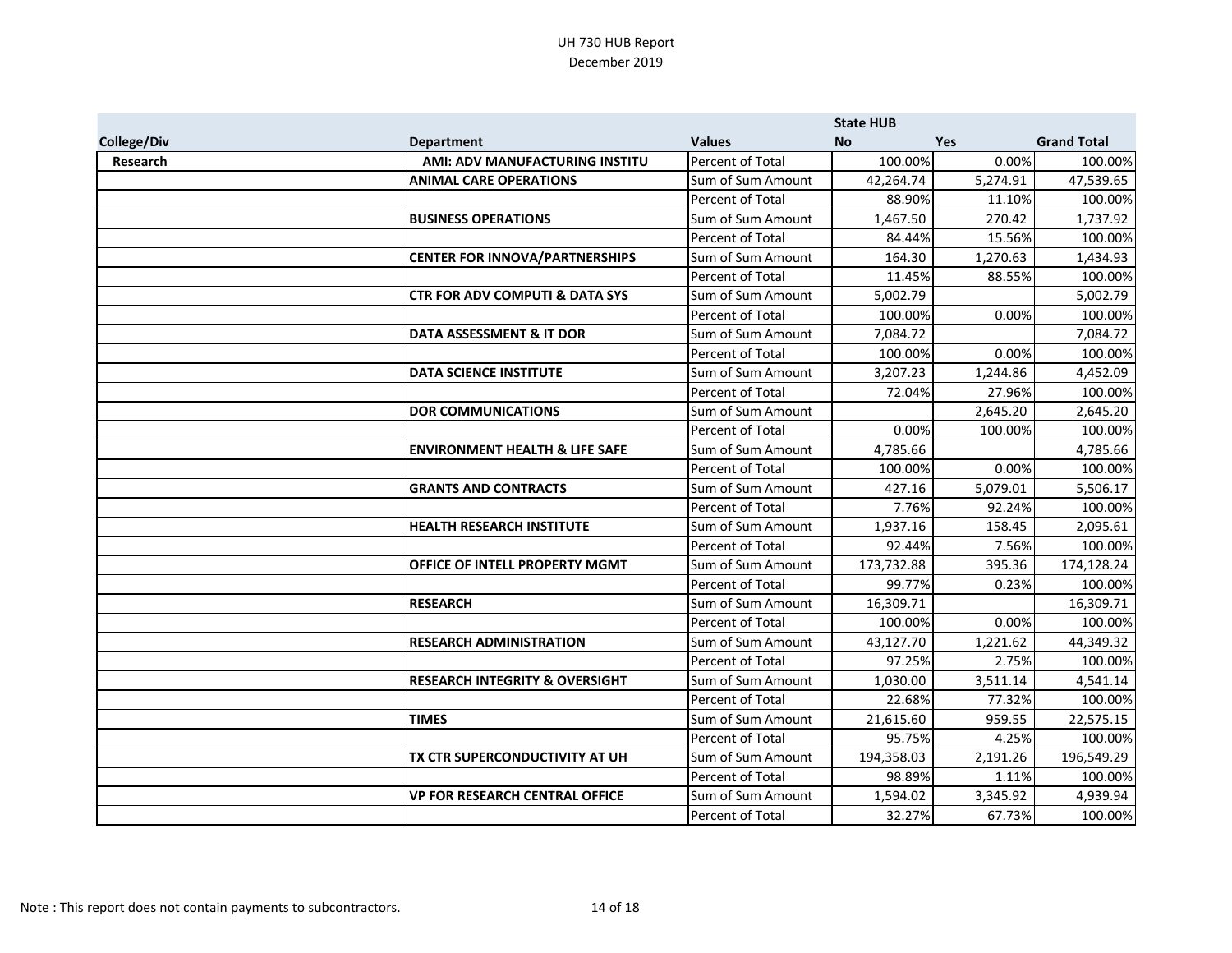# UH 730 HUB Report

December 2019

| | | | State HUB | | |
|---|---|---|---|---|---|
| **College/Div** | **Department** | **Values** | **No** | **Yes** | **Grand Total** |
| **Research** | **AMI: ADV MANUFACTURING INSTITU** | Percent of Total | 100.00% | 0.00% | 100.00% |
| | **ANIMAL CARE OPERATIONS** | Sum of Sum Amount | 42,264.74 | 5,274.91 | 47,539.65 |
| | | Percent of Total | 88.90% | 11.10% | 100.00% |
| | **BUSINESS OPERATIONS** | Sum of Sum Amount | 1,467.50 | 270.42 | 1,737.92 |
| | | Percent of Total | 84.44% | 15.56% | 100.00% |
| | **CENTER FOR INNOVA/PARTNERSHIPS** | Sum of Sum Amount | 164.30 | 1,270.63 | 1,434.93 |
| | | Percent of Total | 11.45% | 88.55% | 100.00% |
| | **CTR FOR ADV COMPUTI & DATA SYS** | Sum of Sum Amount | 5,002.79 | | 5,002.79 |
| | | Percent of Total | 100.00% | 0.00% | 100.00% |
| | **DATA ASSESSMENT & IT DOR** | Sum of Sum Amount | 7,084.72 | | 7,084.72 |
| | | Percent of Total | 100.00% | 0.00% | 100.00% |
| | **DATA SCIENCE INSTITUTE** | Sum of Sum Amount | 3,207.23 | 1,244.86 | 4,452.09 |
| | | Percent of Total | 72.04% | 27.96% | 100.00% |
| | **DOR COMMUNICATIONS** | Sum of Sum Amount | | 2,645.20 | 2,645.20 |
| | | Percent of Total | 0.00% | 100.00% | 100.00% |
| | **ENVIRONMENT HEALTH & LIFE SAFE** | Sum of Sum Amount | 4,785.66 | | 4,785.66 |
| | | Percent of Total | 100.00% | 0.00% | 100.00% |
| | **GRANTS AND CONTRACTS** | Sum of Sum Amount | 427.16 | 5,079.01 | 5,506.17 |
| | | Percent of Total | 7.76% | 92.24% | 100.00% |
| | **HEALTH RESEARCH INSTITUTE** | Sum of Sum Amount | 1,937.16 | 158.45 | 2,095.61 |
| | | Percent of Total | 92.44% | 7.56% | 100.00% |
| | **OFFICE OF INTELL PROPERTY MGMT** | Sum of Sum Amount | 173,732.88 | 395.36 | 174,128.24 |
| | | Percent of Total | 99.77% | 0.23% | 100.00% |
| | **RESEARCH** | Sum of Sum Amount | 16,309.71 | | 16,309.71 |
| | | Percent of Total | 100.00% | 0.00% | 100.00% |
| | **RESEARCH ADMINISTRATION** | Sum of Sum Amount | 43,127.70 | 1,221.62 | 44,349.32 |
| | | Percent of Total | 97.25% | 2.75% | 100.00% |
| | **RESEARCH INTEGRITY & OVERSIGHT** | Sum of Sum Amount | 1,030.00 | 3,511.14 | 4,541.14 |
| | | Percent of Total | 22.68% | 77.32% | 100.00% |
| | **TIMES** | Sum of Sum Amount | 21,615.60 | 959.55 | 22,575.15 |
| | | Percent of Total | 95.75% | 4.25% | 100.00% |
| | **TX CTR SUPERCONDUCTIVITY AT UH** | Sum of Sum Amount | 194,358.03 | 2,191.26 | 196,549.29 |
| | | Percent of Total | 98.89% | 1.11% | 100.00% |
| | **VP FOR RESEARCH CENTRAL OFFICE** | Sum of Sum Amount | 1,594.02 | 3,345.92 | 4,939.94 |
| | | Percent of Total | 32.27% | 67.73% | 100.00% |

Note : This report does not contain payments to subcontractors.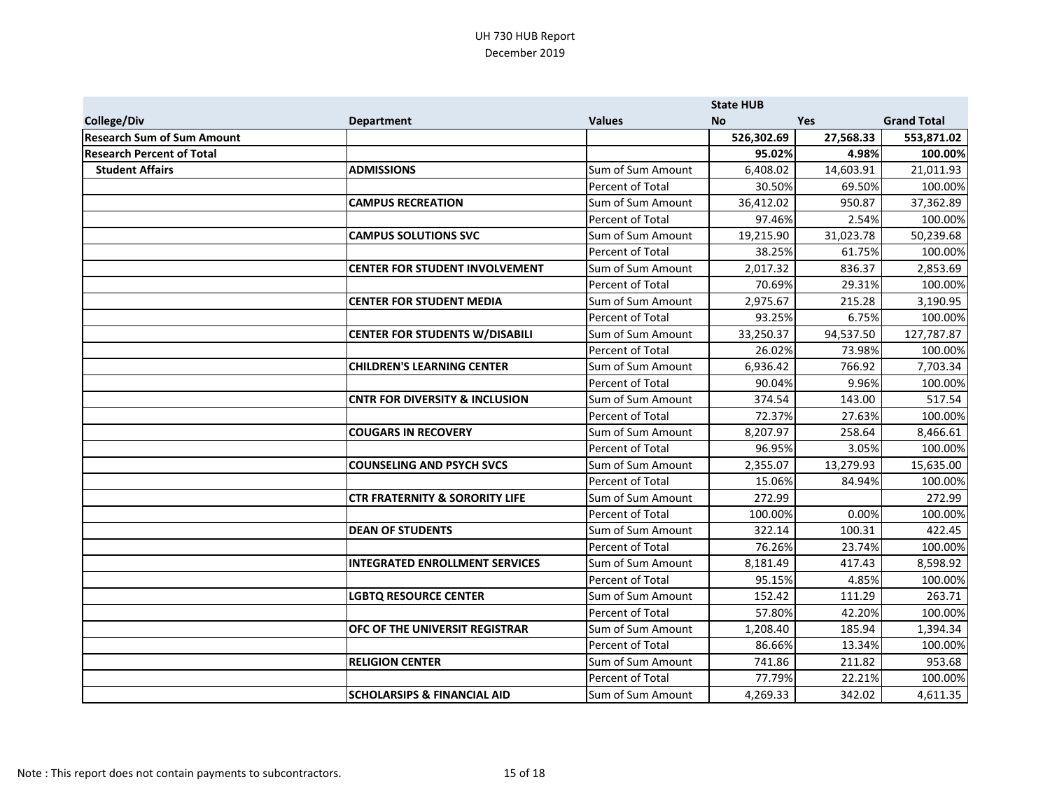UH 730 HUB Report
December 2019

| | | | State HUB | | |
|---|---|---|---|---|---|
| **College/Div** | **Department** | **Values** | **No** | **Yes** | **Grand Total** |
| **Research Sum of Sum Amount** | | | **526,302.69** | **27,568.33** | **553,871.02** |
| **Research Percent of Total** | | | **95.02%** | **4.98%** | **100.00%** |
| **Student Affairs** | **ADMISSIONS** | Sum of Sum Amount | 6,408.02 | 14,603.91 | 21,011.93 |
| | | Percent of Total | 30.50% | 69.50% | 100.00% |
| | **CAMPUS RECREATION** | Sum of Sum Amount | 36,412.02 | 950.87 | 37,362.89 |
| | | Percent of Total | 97.46% | 2.54% | 100.00% |
| | **CAMPUS SOLUTIONS SVC** | Sum of Sum Amount | 19,215.90 | 31,023.78 | 50,239.68 |
| | | Percent of Total | 38.25% | 61.75% | 100.00% |
| | **CENTER FOR STUDENT INVOLVEMENT** | Sum of Sum Amount | 2,017.32 | 836.37 | 2,853.69 |
| | | Percent of Total | 70.69% | 29.31% | 100.00% |
| | **CENTER FOR STUDENT MEDIA** | Sum of Sum Amount | 2,975.67 | 215.28 | 3,190.95 |
| | | Percent of Total | 93.25% | 6.75% | 100.00% |
| | **CENTER FOR STUDENTS W/DISABILI** | Sum of Sum Amount | 33,250.37 | 94,537.50 | 127,787.87 |
| | | Percent of Total | 26.02% | 73.98% | 100.00% |
| | **CHILDREN'S LEARNING CENTER** | Sum of Sum Amount | 6,936.42 | 766.92 | 7,703.34 |
| | | Percent of Total | 90.04% | 9.96% | 100.00% |
| | **CNTR FOR DIVERSITY & INCLUSION** | Sum of Sum Amount | 374.54 | 143.00 | 517.54 |
| | | Percent of Total | 72.37% | 27.63% | 100.00% |
| | **COUGARS IN RECOVERY** | Sum of Sum Amount | 8,207.97 | 258.64 | 8,466.61 |
| | | Percent of Total | 96.95% | 3.05% | 100.00% |
| | **COUNSELING AND PSYCH SVCS** | Sum of Sum Amount | 2,355.07 | 13,279.93 | 15,635.00 |
| | | Percent of Total | 15.06% | 84.94% | 100.00% |
| | **CTR FRATERNITY & SORORITY LIFE** | Sum of Sum Amount | 272.99 | | 272.99 |
| | | Percent of Total | 100.00% | 0.00% | 100.00% |
| | **DEAN OF STUDENTS** | Sum of Sum Amount | 322.14 | 100.31 | 422.45 |
| | | Percent of Total | 76.26% | 23.74% | 100.00% |
| | **INTEGRATED ENROLLMENT SERVICES** | Sum of Sum Amount | 8,181.49 | 417.43 | 8,598.92 |
| | | Percent of Total | 95.15% | 4.85% | 100.00% |
| | **LGBTQ RESOURCE CENTER** | Sum of Sum Amount | 152.42 | 111.29 | 263.71 |
| | | Percent of Total | 57.80% | 42.20% | 100.00% |
| | **OFC OF THE UNIVERSIT REGISTRAR** | Sum of Sum Amount | 1,208.40 | 185.94 | 1,394.34 |
| | | Percent of Total | 86.66% | 13.34% | 100.00% |
| | **RELIGION CENTER** | Sum of Sum Amount | 741.86 | 211.82 | 953.68 |
| | | Percent of Total | 77.79% | 22.21% | 100.00% |
| | **SCHOLARSIPS & FINANCIAL AID** | Sum of Sum Amount | 4,269.33 | 342.02 | 4,611.35 |

Note : This report does not contain payments to subcontractors.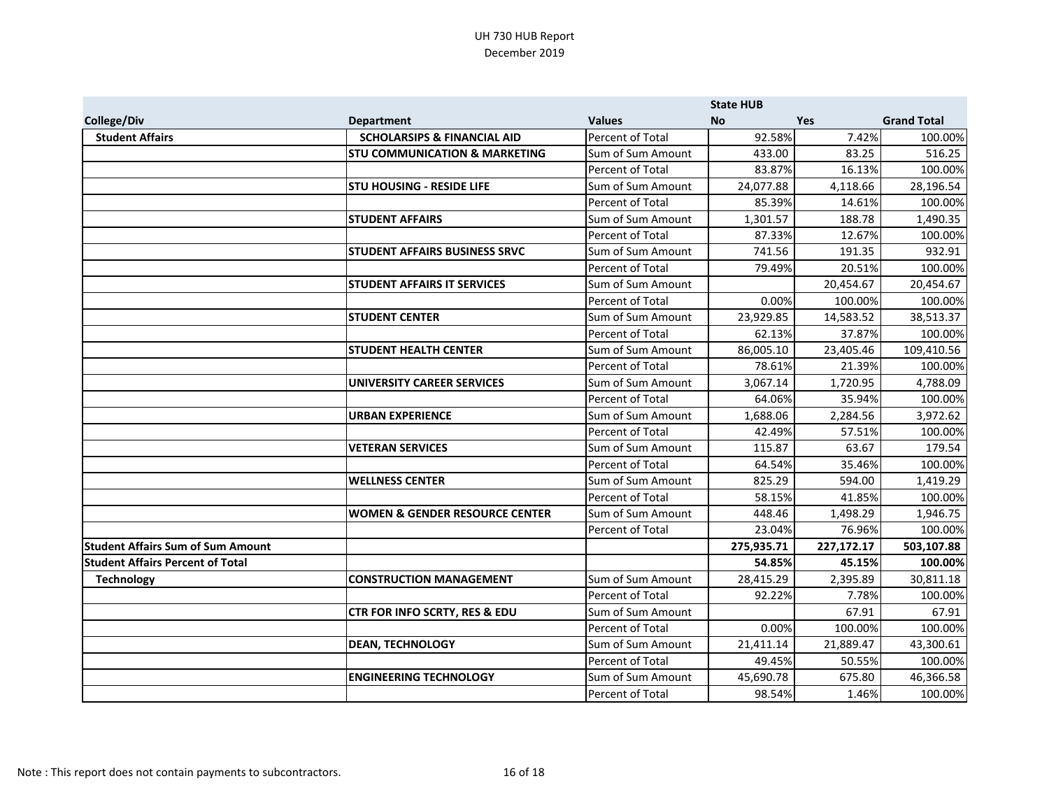| College/Div | Department | Values | State HUB No | Yes | Grand Total |
|---|---|---|---|---|---|
| **Student Affairs** | **SCHOLARSIPS & FINANCIAL AID** | Percent of Total | 92.58% | 7.42% | 100.00% |
| | **STU COMMUNICATION & MARKETING** | Sum of Sum Amount | 433.00 | 83.25 | 516.25 |
| | | Percent of Total | 83.87% | 16.13% | 100.00% |
| | **STU HOUSING - RESIDE LIFE** | Sum of Sum Amount | 24,077.88 | 4,118.66 | 28,196.54 |
| | | Percent of Total | 85.39% | 14.61% | 100.00% |
| | **STUDENT AFFAIRS** | Sum of Sum Amount | 1,301.57 | 188.78 | 1,490.35 |
| | | Percent of Total | 87.33% | 12.67% | 100.00% |
| | **STUDENT AFFAIRS BUSINESS SRVC** | Sum of Sum Amount | 741.56 | 191.35 | 932.91 |
| | | Percent of Total | 79.49% | 20.51% | 100.00% |
| | **STUDENT AFFAIRS IT SERVICES** | Sum of Sum Amount | | 20,454.67 | 20,454.67 |
| | | Percent of Total | 0.00% | 100.00% | 100.00% |
| | **STUDENT CENTER** | Sum of Sum Amount | 23,929.85 | 14,583.52 | 38,513.37 |
| | | Percent of Total | 62.13% | 37.87% | 100.00% |
| | **STUDENT HEALTH CENTER** | Sum of Sum Amount | 86,005.10 | 23,405.46 | 109,410.56 |
| | | Percent of Total | 78.61% | 21.39% | 100.00% |
| | **UNIVERSITY CAREER SERVICES** | Sum of Sum Amount | 3,067.14 | 1,720.95 | 4,788.09 |
| | | Percent of Total | 64.06% | 35.94% | 100.00% |
| | **URBAN EXPERIENCE** | Sum of Sum Amount | 1,688.06 | 2,284.56 | 3,972.62 |
| | | Percent of Total | 42.49% | 57.51% | 100.00% |
| | **VETERAN SERVICES** | Sum of Sum Amount | 115.87 | 63.67 | 179.54 |
| | | Percent of Total | 64.54% | 35.46% | 100.00% |
| | **WELLNESS CENTER** | Sum of Sum Amount | 825.29 | 594.00 | 1,419.29 |
| | | Percent of Total | 58.15% | 41.85% | 100.00% |
| | **WOMEN & GENDER RESOURCE CENTER** | Sum of Sum Amount | 448.46 | 1,498.29 | 1,946.75 |
| | | Percent of Total | 23.04% | 76.96% | 100.00% |
| **Student Affairs Sum of Sum Amount** | | | **275,935.71** | **227,172.17** | **503,107.88** |
| **Student Affairs Percent of Total** | | | **54.85%** | **45.15%** | **100.00%** |
| **Technology** | **CONSTRUCTION MANAGEMENT** | Sum of Sum Amount | 28,415.29 | 2,395.89 | 30,811.18 |
| | | Percent of Total | 92.22% | 7.78% | 100.00% |
| | **CTR FOR INFO SCRTY, RES & EDU** | Sum of Sum Amount | | 67.91 | 67.91 |
| | | Percent of Total | 0.00% | 100.00% | 100.00% |
| | **DEAN, TECHNOLOGY** | Sum of Sum Amount | 21,411.14 | 21,889.47 | 43,300.61 |
| | | Percent of Total | 49.45% | 50.55% | 100.00% |
| | **ENGINEERING TECHNOLOGY** | Sum of Sum Amount | 45,690.78 | 675.80 | 46,366.58 |
| | | Percent of Total | 98.54% | 1.46% | 100.00% |

Note : This report does not contain payments to subcontractors.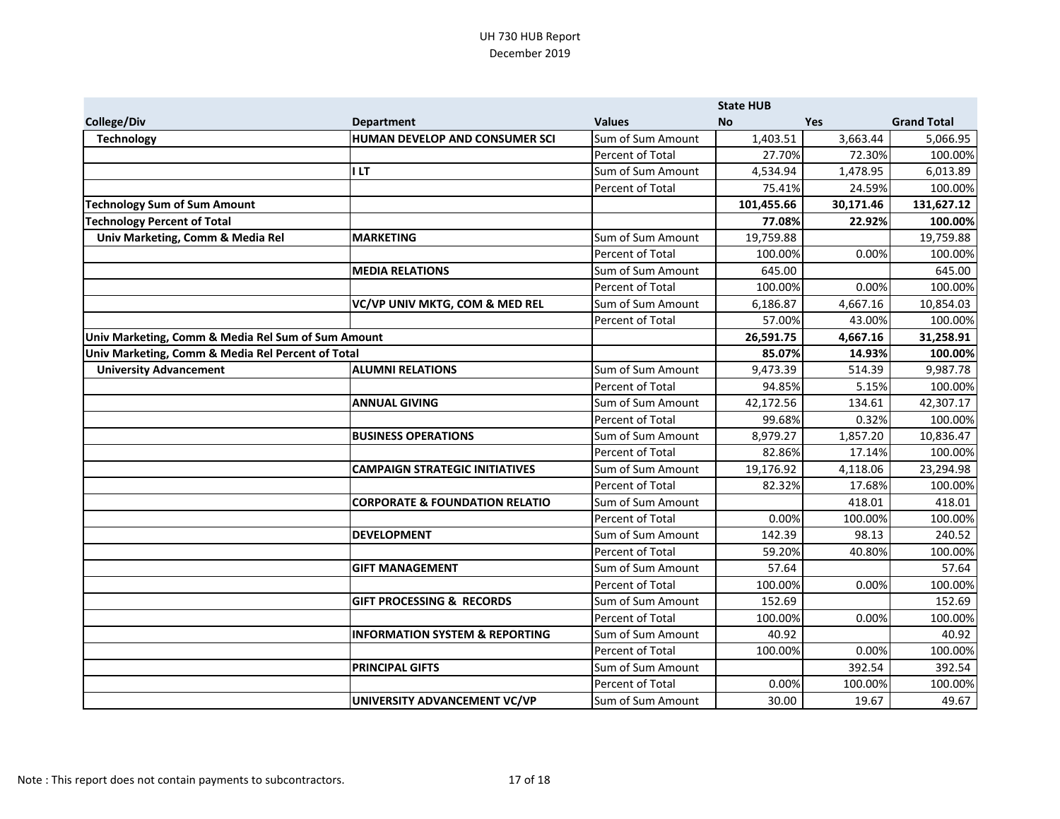| College/Div | Department | Values | State HUB No | Yes | Grand Total |
|---|---|---|---|---|---|
| **Technology** | **HUMAN DEVELOP AND CONSUMER SCI** | Sum of Sum Amount | 1,403.51 | 3,663.44 | 5,066.95 |
| | | Percent of Total | 27.70% | 72.30% | 100.00% |
| | **I LT** | Sum of Sum Amount | 4,534.94 | 1,478.95 | 6,013.89 |
| | | Percent of Total | 75.41% | 24.59% | 100.00% |
| **Technology Sum of Sum Amount** | | | **101,455.66** | **30,171.46** | **131,627.12** |
| **Technology Percent of Total** | | | **77.08%** | **22.92%** | **100.00%** |
| **Univ Marketing, Comm & Media Rel** | **MARKETING** | Sum of Sum Amount | 19,759.88 | | 19,759.88 |
| | | Percent of Total | 100.00% | 0.00% | 100.00% |
| | **MEDIA RELATIONS** | Sum of Sum Amount | 645.00 | | 645.00 |
| | | Percent of Total | 100.00% | 0.00% | 100.00% |
| | **VC/VP UNIV MKTG, COM & MED REL** | Sum of Sum Amount | 6,186.87 | 4,667.16 | 10,854.03 |
| | | Percent of Total | 57.00% | 43.00% | 100.00% |
| **Univ Marketing, Comm & Media Rel Sum of Sum Amount** | | | **26,591.75** | **4,667.16** | **31,258.91** |
| **Univ Marketing, Comm & Media Rel Percent of Total** | | | **85.07%** | **14.93%** | **100.00%** |
| **University Advancement** | **ALUMNI RELATIONS** | Sum of Sum Amount | 9,473.39 | 514.39 | 9,987.78 |
| | | Percent of Total | 94.85% | 5.15% | 100.00% |
| | **ANNUAL GIVING** | Sum of Sum Amount | 42,172.56 | 134.61 | 42,307.17 |
| | | Percent of Total | 99.68% | 0.32% | 100.00% |
| | **BUSINESS OPERATIONS** | Sum of Sum Amount | 8,979.27 | 1,857.20 | 10,836.47 |
| | | Percent of Total | 82.86% | 17.14% | 100.00% |
| | **CAMPAIGN STRATEGIC INITIATIVES** | Sum of Sum Amount | 19,176.92 | 4,118.06 | 23,294.98 |
| | | Percent of Total | 82.32% | 17.68% | 100.00% |
| | **CORPORATE & FOUNDATION RELATIO** | Sum of Sum Amount | | 418.01 | 418.01 |
| | | Percent of Total | 0.00% | 100.00% | 100.00% |
| | **DEVELOPMENT** | Sum of Sum Amount | 142.39 | 98.13 | 240.52 |
| | | Percent of Total | 59.20% | 40.80% | 100.00% |
| | **GIFT MANAGEMENT** | Sum of Sum Amount | 57.64 | | 57.64 |
| | | Percent of Total | 100.00% | 0.00% | 100.00% |
| | **GIFT PROCESSING & RECORDS** | Sum of Sum Amount | 152.69 | | 152.69 |
| | | Percent of Total | 100.00% | 0.00% | 100.00% |
| | **INFORMATION SYSTEM & REPORTING** | Sum of Sum Amount | 40.92 | | 40.92 |
| | | Percent of Total | 100.00% | 0.00% | 100.00% |
| | **PRINCIPAL GIFTS** | Sum of Sum Amount | | 392.54 | 392.54 |
| | | Percent of Total | 0.00% | 100.00% | 100.00% |
| | **UNIVERSITY ADVANCEMENT VC/VP** | Sum of Sum Amount | 30.00 | 19.67 | 49.67 |

Note : This report does not contain payments to subcontractors.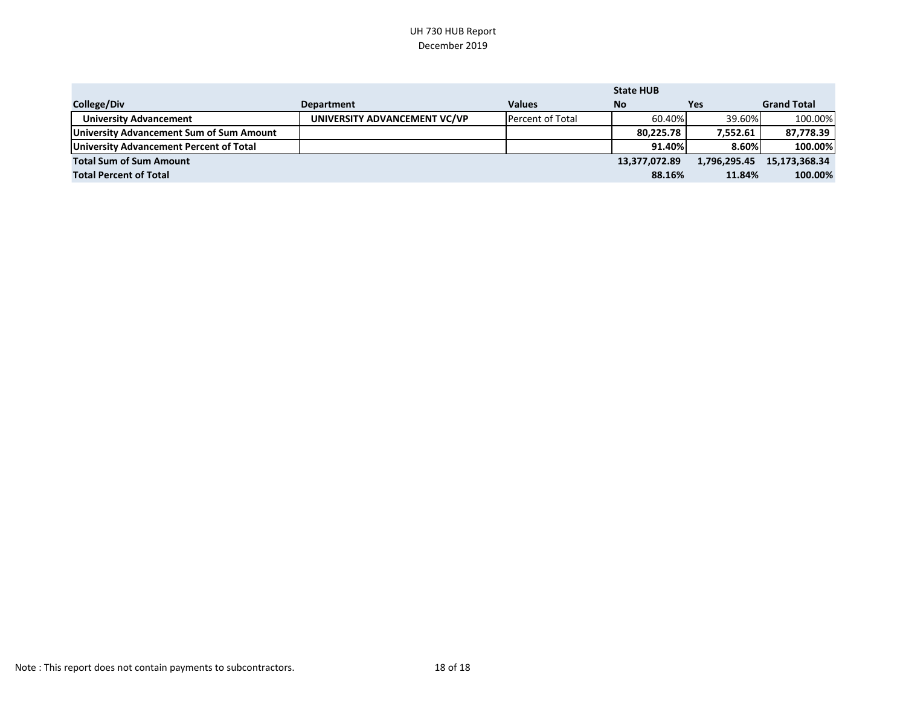UH 730 HUB Report
December 2019

| | | | State HUB | | |
| --- | --- | --- | --- | --- | --- |
| **College/Div** | **Department** | **Values** | **No** | **Yes** | **Grand Total** |
| **University Advancement** | **UNIVERSITY ADVANCEMENT VC/VP** | Percent of Total | 60.40% | 39.60% | 100.00% |
| **University Advancement Sum of Sum Amount** | | | **80,225.78** | **7,552.61** | **87,778.39** |
| **University Advancement Percent of Total** | | | **91.40%** | **8.60%** | **100.00%** |
| **Total Sum of Sum Amount** | | | **13,377,072.89** | **1,796,295.45** | **15,173,368.34** |
| **Total Percent of Total** | | | **88.16%** | **11.84%** | **100.00%** |

Note : This report does not contain payments to subcontractors.